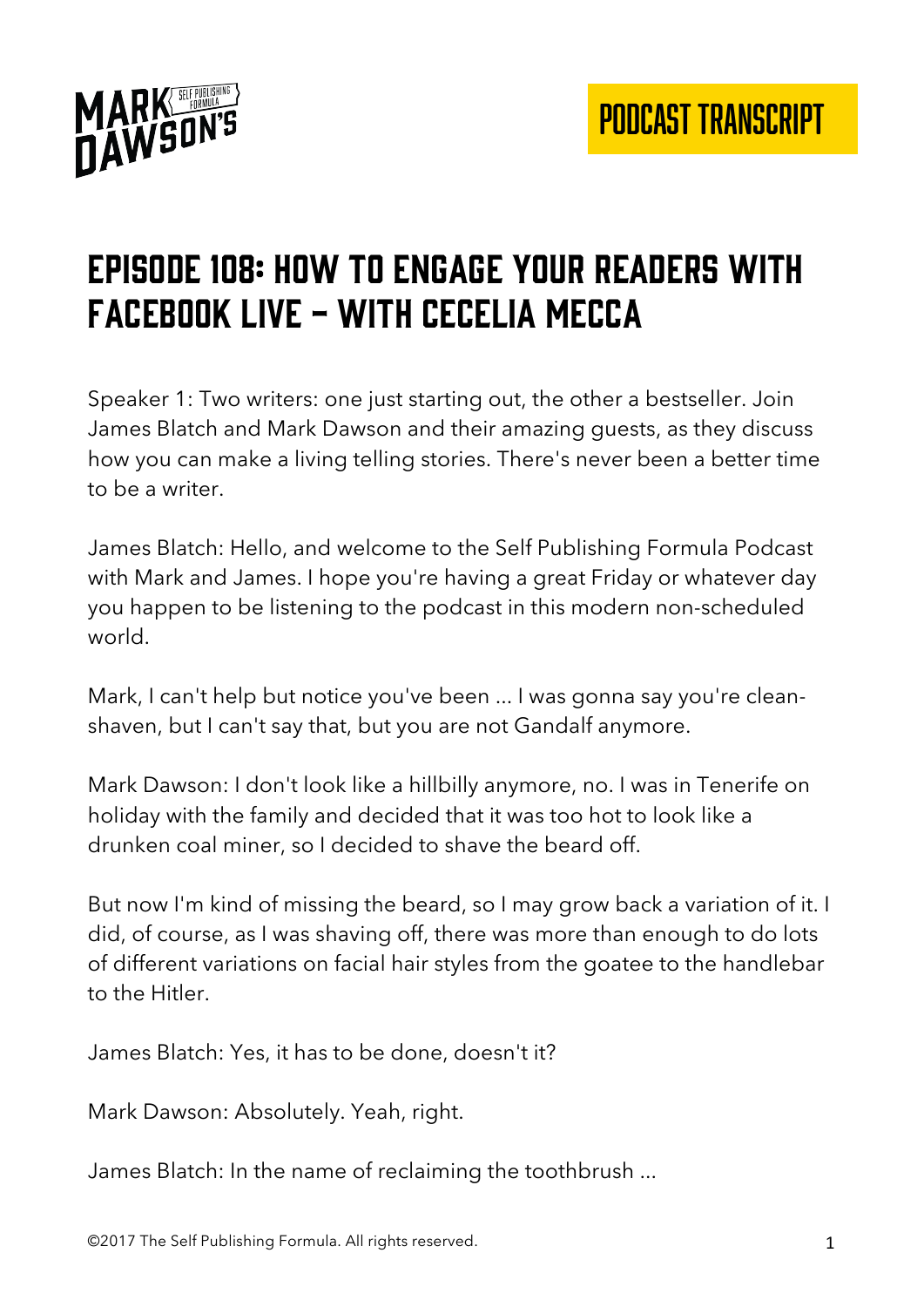# Episode 108: How to Engage Your Readers with Facebook Live – with Cecelia Mecca

Speaker 1: Two writers: one just starting out, the other a bestseller. Join James Blatch and Mark Dawson and their amazing guests, as they discuss how you can make a living telling stories. There's never been a better time to be a writer.

James Blatch: Hello, and welcome to the Self Publishing Formula Podcast with Mark and James. I hope you're having a great Friday or whatever day you happen to be listening to the podcast in this modern non-scheduled world.

Mark, I can't help but notice you've been ... I was gonna say you're clean-shaven, but I can't say that, but you are not Gandalf anymore.

Mark Dawson: I don't look like a hillbilly anymore, no. I was in Tenerife on holiday with the family and decided that it was too hot to look like a drunken coal miner, so I decided to shave the beard off.

But now I'm kind of missing the beard, so I may grow back a variation of it. I did, of course, as I was shaving off, there was more than enough to do lots of different variations on facial hair styles from the goatee to the handlebar to the Hitler.

James Blatch: Yes, it has to be done, doesn't it?

Mark Dawson: Absolutely. Yeah, right.

James Blatch: In the name of reclaiming the toothbrush ...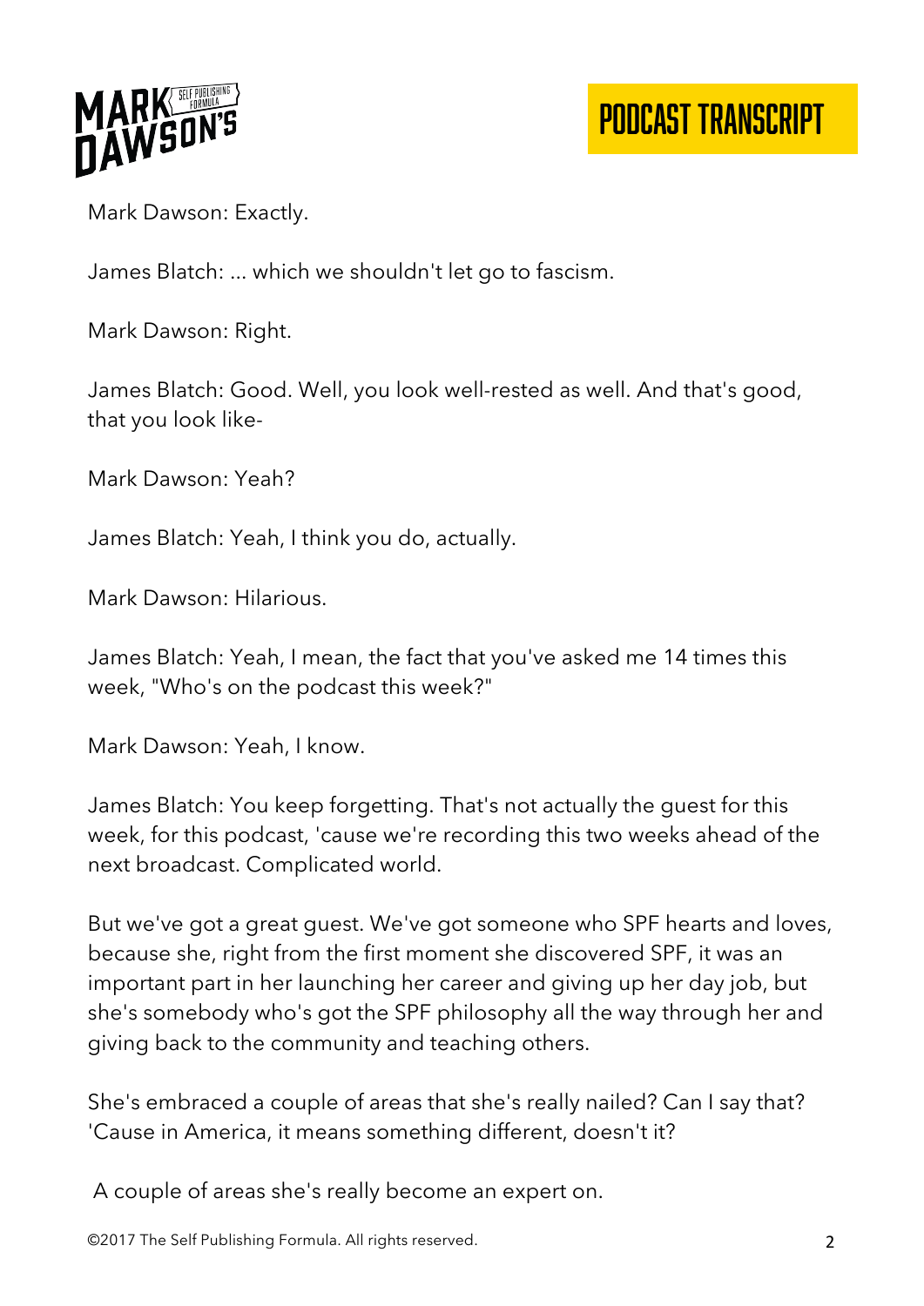Mark Dawson: Exactly.

James Blatch: ... which we shouldn't let go to fascism.

Mark Dawson: Right.

James Blatch: Good. Well, you look well-rested as well. And that's good, that you look like-

Mark Dawson: Yeah?

James Blatch: Yeah, I think you do, actually.

Mark Dawson: Hilarious.

James Blatch: Yeah, I mean, the fact that you've asked me 14 times this week, "Who's on the podcast this week?"

Mark Dawson: Yeah, I know.

James Blatch: You keep forgetting. That's not actually the guest for this week, for this podcast, 'cause we're recording this two weeks ahead of the next broadcast. Complicated world.

But we've got a great guest. We've got someone who SPF hearts and loves, because she, right from the first moment she discovered SPF, it was an important part in her launching her career and giving up her day job, but she's somebody who's got the SPF philosophy all the way through her and giving back to the community and teaching others.

She's embraced a couple of areas that she's really nailed? Can I say that? 'Cause in America, it means something different, doesn't it?

A couple of areas she's really become an expert on.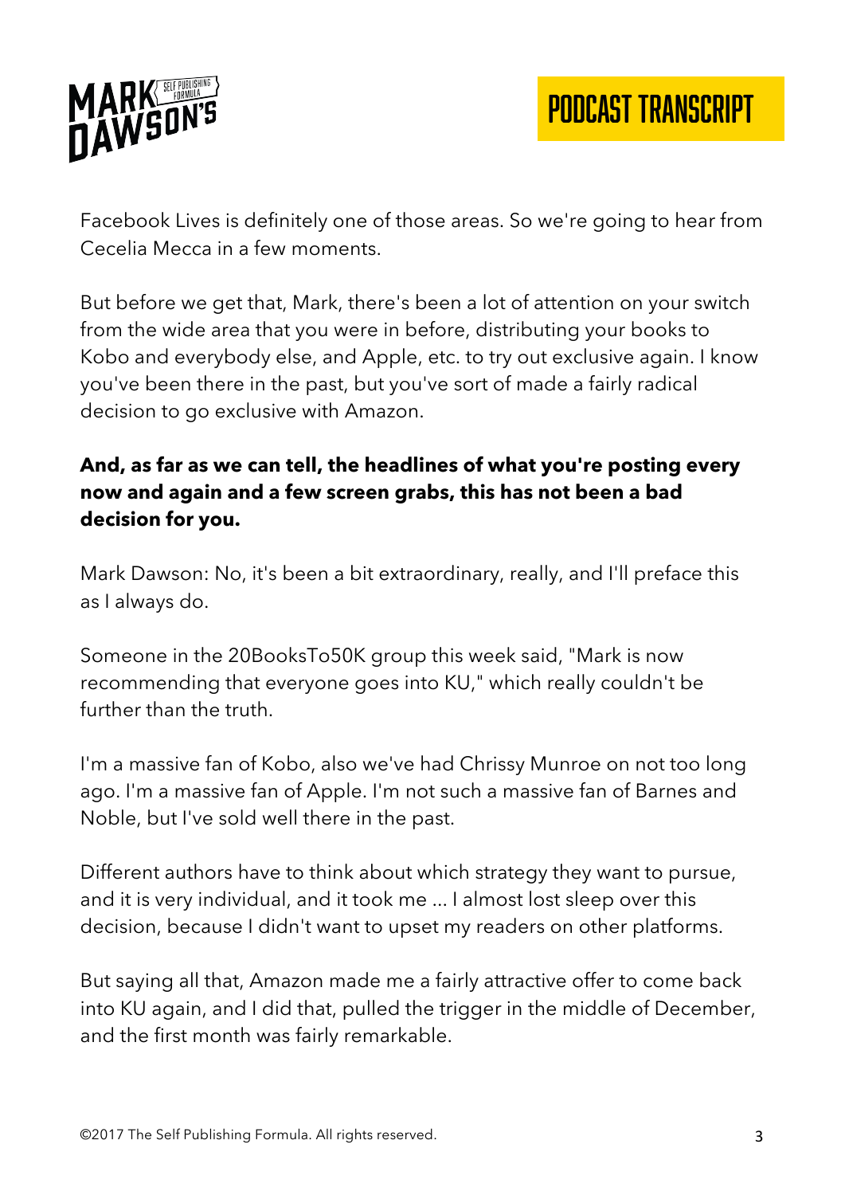Facebook Lives is definitely one of those areas. So we're going to hear from Cecelia Mecca in a few moments.

But before we get that, Mark, there's been a lot of attention on your switch from the wide area that you were in before, distributing your books to Kobo and everybody else, and Apple, etc. to try out exclusive again. I know you've been there in the past, but you've sort of made a fairly radical decision to go exclusive with Amazon.

**And, as far as we can tell, the headlines of what you're posting every now and again and a few screen grabs, this has not been a bad decision for you.**

Mark Dawson: No, it's been a bit extraordinary, really, and I'll preface this as I always do.

Someone in the 20BooksTo50K group this week said, "Mark is now recommending that everyone goes into KU," which really couldn't be further than the truth.

I'm a massive fan of Kobo, also we've had Chrissy Munroe on not too long ago. I'm a massive fan of Apple. I'm not such a massive fan of Barnes and Noble, but I've sold well there in the past.

Different authors have to think about which strategy they want to pursue, and it is very individual, and it took me ... I almost lost sleep over this decision, because I didn't want to upset my readers on other platforms.

But saying all that, Amazon made me a fairly attractive offer to come back into KU again, and I did that, pulled the trigger in the middle of December, and the first month was fairly remarkable.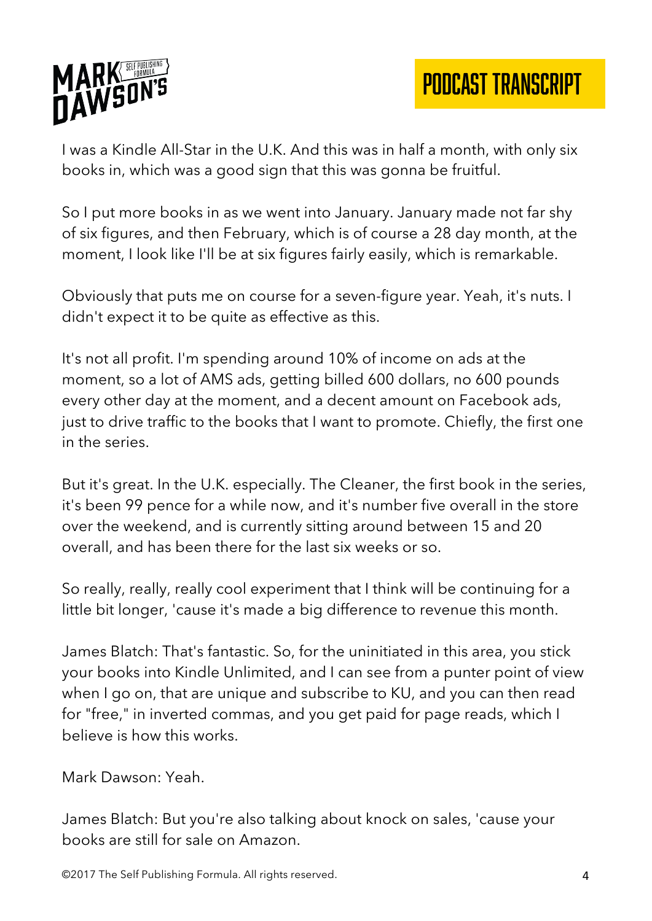I was a Kindle All-Star in the U.K. And this was in half a month, with only six books in, which was a good sign that this was gonna be fruitful.

So I put more books in as we went into January. January made not far shy of six figures, and then February, which is of course a 28 day month, at the moment, I look like I'll be at six figures fairly easily, which is remarkable.

Obviously that puts me on course for a seven-figure year. Yeah, it's nuts. I didn't expect it to be quite as effective as this.

It's not all profit. I'm spending around 10% of income on ads at the moment, so a lot of AMS ads, getting billed 600 dollars, no 600 pounds every other day at the moment, and a decent amount on Facebook ads, just to drive traffic to the books that I want to promote. Chiefly, the first one in the series.

But it's great. In the U.K. especially. The Cleaner, the first book in the series, it's been 99 pence for a while now, and it's number five overall in the store over the weekend, and is currently sitting around between 15 and 20 overall, and has been there for the last six weeks or so.

So really, really, really cool experiment that I think will be continuing for a little bit longer, 'cause it's made a big difference to revenue this month.

James Blatch: That's fantastic. So, for the uninitiated in this area, you stick your books into Kindle Unlimited, and I can see from a punter point of view when I go on, that are unique and subscribe to KU, and you can then read for "free," in inverted commas, and you get paid for page reads, which I believe is how this works.

Mark Dawson: Yeah.

James Blatch: But you're also talking about knock on sales, 'cause your books are still for sale on Amazon.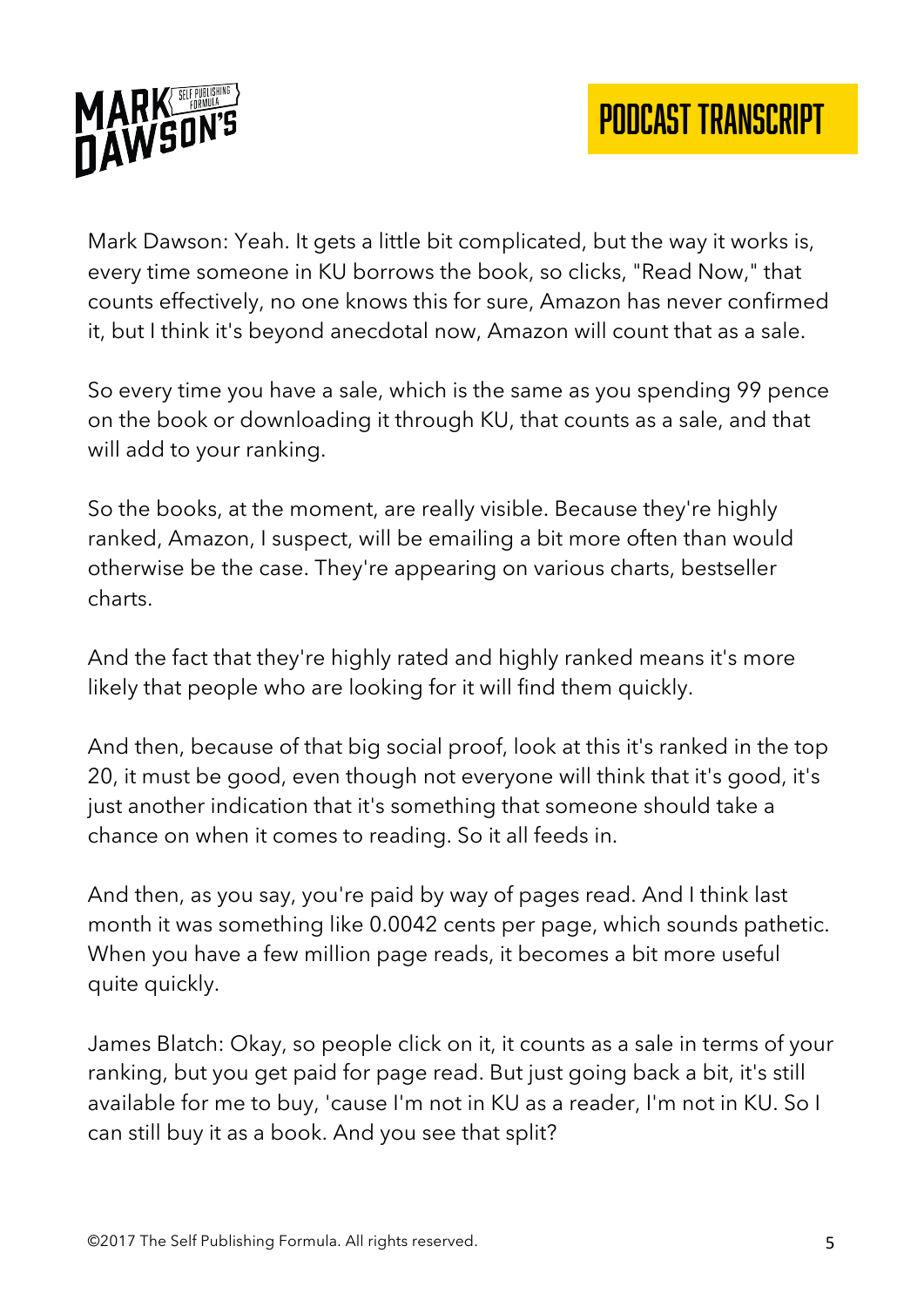Mark Dawson: Yeah. It gets a little bit complicated, but the way it works is, every time someone in KU borrows the book, so clicks, "Read Now," that counts effectively, no one knows this for sure, Amazon has never confirmed it, but I think it's beyond anecdotal now, Amazon will count that as a sale.

So every time you have a sale, which is the same as you spending 99 pence on the book or downloading it through KU, that counts as a sale, and that will add to your ranking.

So the books, at the moment, are really visible. Because they're highly ranked, Amazon, I suspect, will be emailing a bit more often than would otherwise be the case. They're appearing on various charts, bestseller charts.

And the fact that they're highly rated and highly ranked means it's more likely that people who are looking for it will find them quickly.

And then, because of that big social proof, look at this it's ranked in the top 20, it must be good, even though not everyone will think that it's good, it's just another indication that it's something that someone should take a chance on when it comes to reading. So it all feeds in.

And then, as you say, you're paid by way of pages read. And I think last month it was something like 0.0042 cents per page, which sounds pathetic. When you have a few million page reads, it becomes a bit more useful quite quickly.

James Blatch: Okay, so people click on it, it counts as a sale in terms of your ranking, but you get paid for page read. But just going back a bit, it's still available for me to buy, 'cause I'm not in KU as a reader, I'm not in KU. So I can still buy it as a book. And you see that split?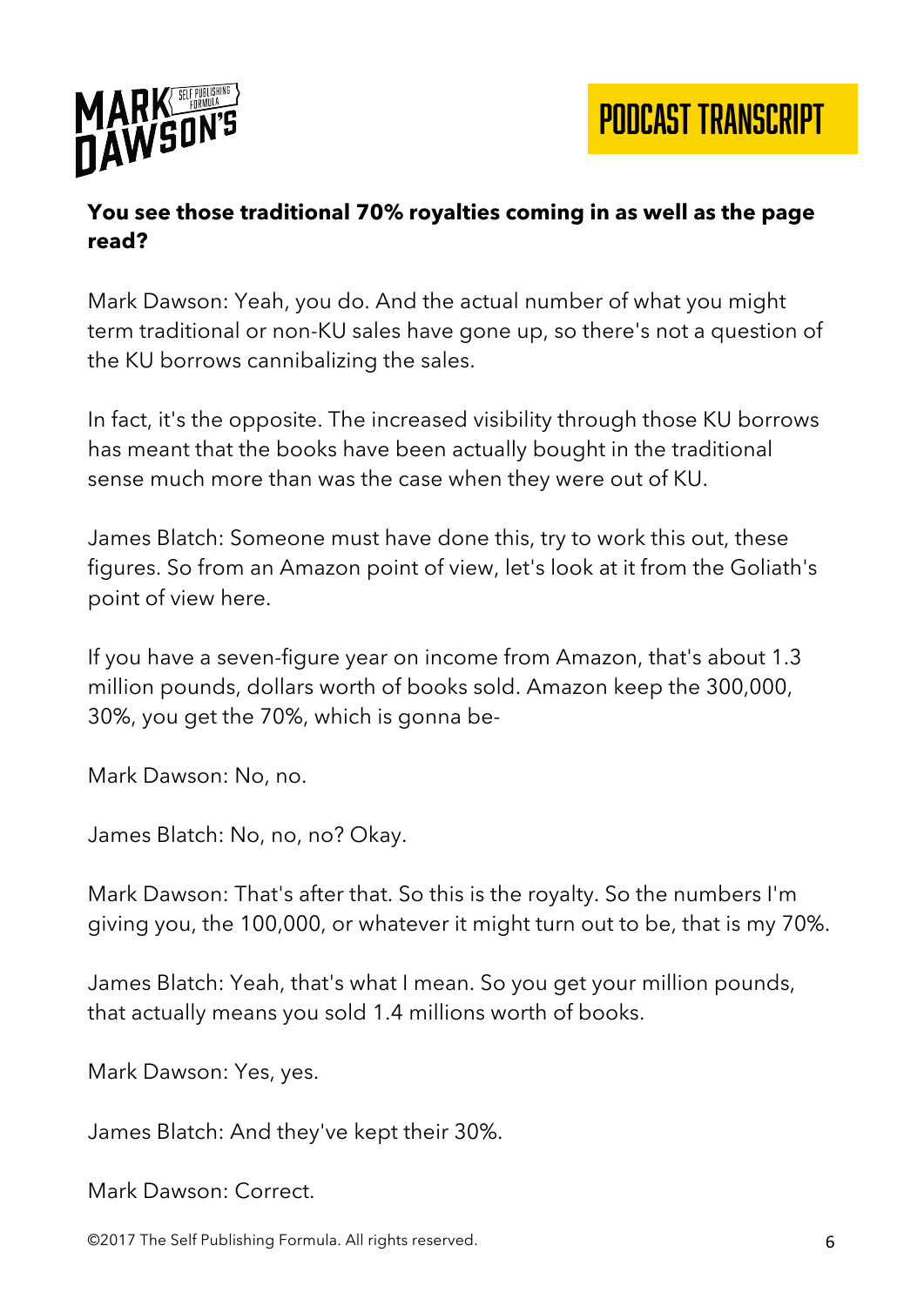**You see those traditional 70% royalties coming in as well as the page read?**

Mark Dawson: Yeah, you do. And the actual number of what you might term traditional or non-KU sales have gone up, so there's not a question of the KU borrows cannibalizing the sales.

In fact, it's the opposite. The increased visibility through those KU borrows has meant that the books have been actually bought in the traditional sense much more than was the case when they were out of KU.

James Blatch: Someone must have done this, try to work this out, these figures. So from an Amazon point of view, let's look at it from the Goliath's point of view here.

If you have a seven-figure year on income from Amazon, that's about 1.3 million pounds, dollars worth of books sold. Amazon keep the 300,000, 30%, you get the 70%, which is gonna be-

Mark Dawson: No, no.

James Blatch: No, no, no? Okay.

Mark Dawson: That's after that. So this is the royalty. So the numbers I'm giving you, the 100,000, or whatever it might turn out to be, that is my 70%.

James Blatch: Yeah, that's what I mean. So you get your million pounds, that actually means you sold 1.4 millions worth of books.

Mark Dawson: Yes, yes.

James Blatch: And they've kept their 30%.

Mark Dawson: Correct.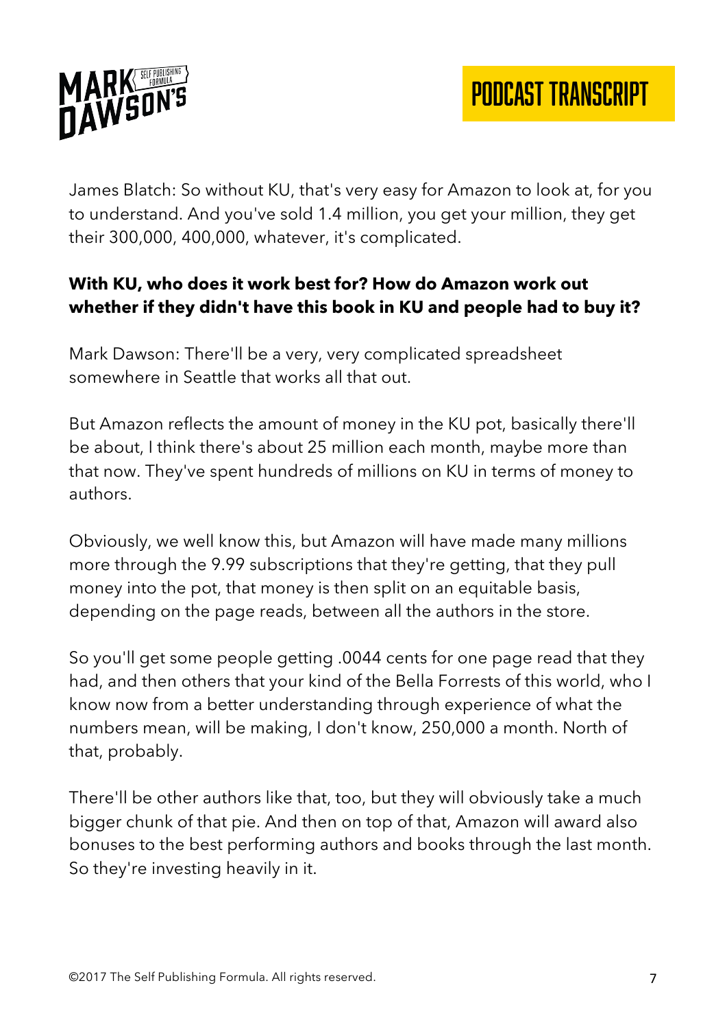James Blatch: So without KU, that's very easy for Amazon to look at, for you to understand. And you've sold 1.4 million, you get your million, they get their 300,000, 400,000, whatever, it's complicated.

**With KU, who does it work best for? How do Amazon work out whether if they didn't have this book in KU and people had to buy it?**

Mark Dawson: There'll be a very, very complicated spreadsheet somewhere in Seattle that works all that out.

But Amazon reflects the amount of money in the KU pot, basically there'll be about, I think there's about 25 million each month, maybe more than that now. They've spent hundreds of millions on KU in terms of money to authors.

Obviously, we well know this, but Amazon will have made many millions more through the 9.99 subscriptions that they're getting, that they pull money into the pot, that money is then split on an equitable basis, depending on the page reads, between all the authors in the store.

So you'll get some people getting .0044 cents for one page read that they had, and then others that your kind of the Bella Forrests of this world, who I know now from a better understanding through experience of what the numbers mean, will be making, I don't know, 250,000 a month. North of that, probably.

There'll be other authors like that, too, but they will obviously take a much bigger chunk of that pie. And then on top of that, Amazon will award also bonuses to the best performing authors and books through the last month. So they're investing heavily in it.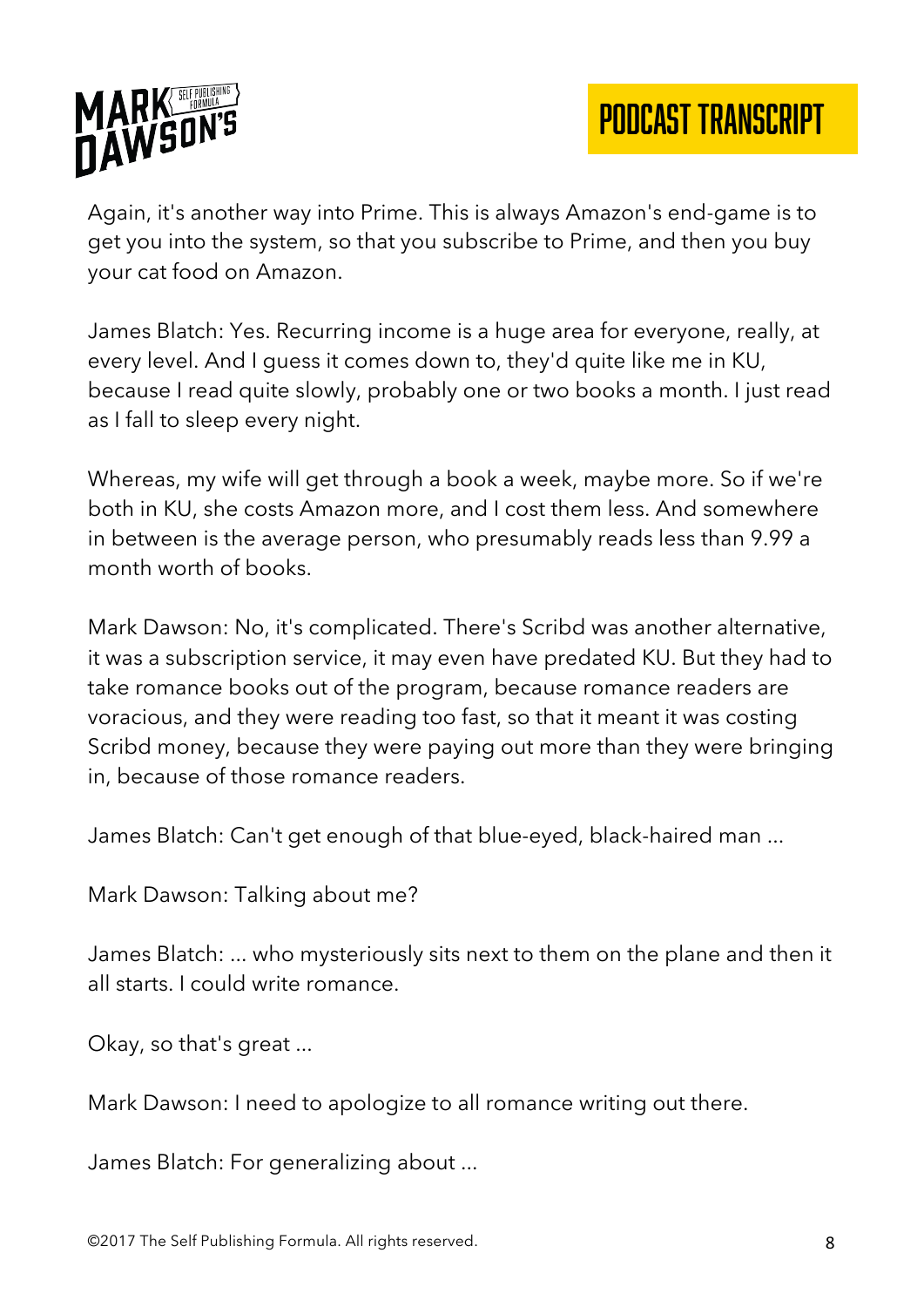Again, it's another way into Prime. This is always Amazon's end-game is to get you into the system, so that you subscribe to Prime, and then you buy your cat food on Amazon.

James Blatch: Yes. Recurring income is a huge area for everyone, really, at every level. And I guess it comes down to, they'd quite like me in KU, because I read quite slowly, probably one or two books a month. I just read as I fall to sleep every night.

Whereas, my wife will get through a book a week, maybe more. So if we're both in KU, she costs Amazon more, and I cost them less. And somewhere in between is the average person, who presumably reads less than 9.99 a month worth of books.

Mark Dawson: No, it's complicated. There's Scribd was another alternative, it was a subscription service, it may even have predated KU. But they had to take romance books out of the program, because romance readers are voracious, and they were reading too fast, so that it meant it was costing Scribd money, because they were paying out more than they were bringing in, because of those romance readers.

James Blatch: Can't get enough of that blue-eyed, black-haired man ...

Mark Dawson: Talking about me?

James Blatch: ... who mysteriously sits next to them on the plane and then it all starts. I could write romance.

Okay, so that's great ...

Mark Dawson: I need to apologize to all romance writing out there.

James Blatch: For generalizing about ...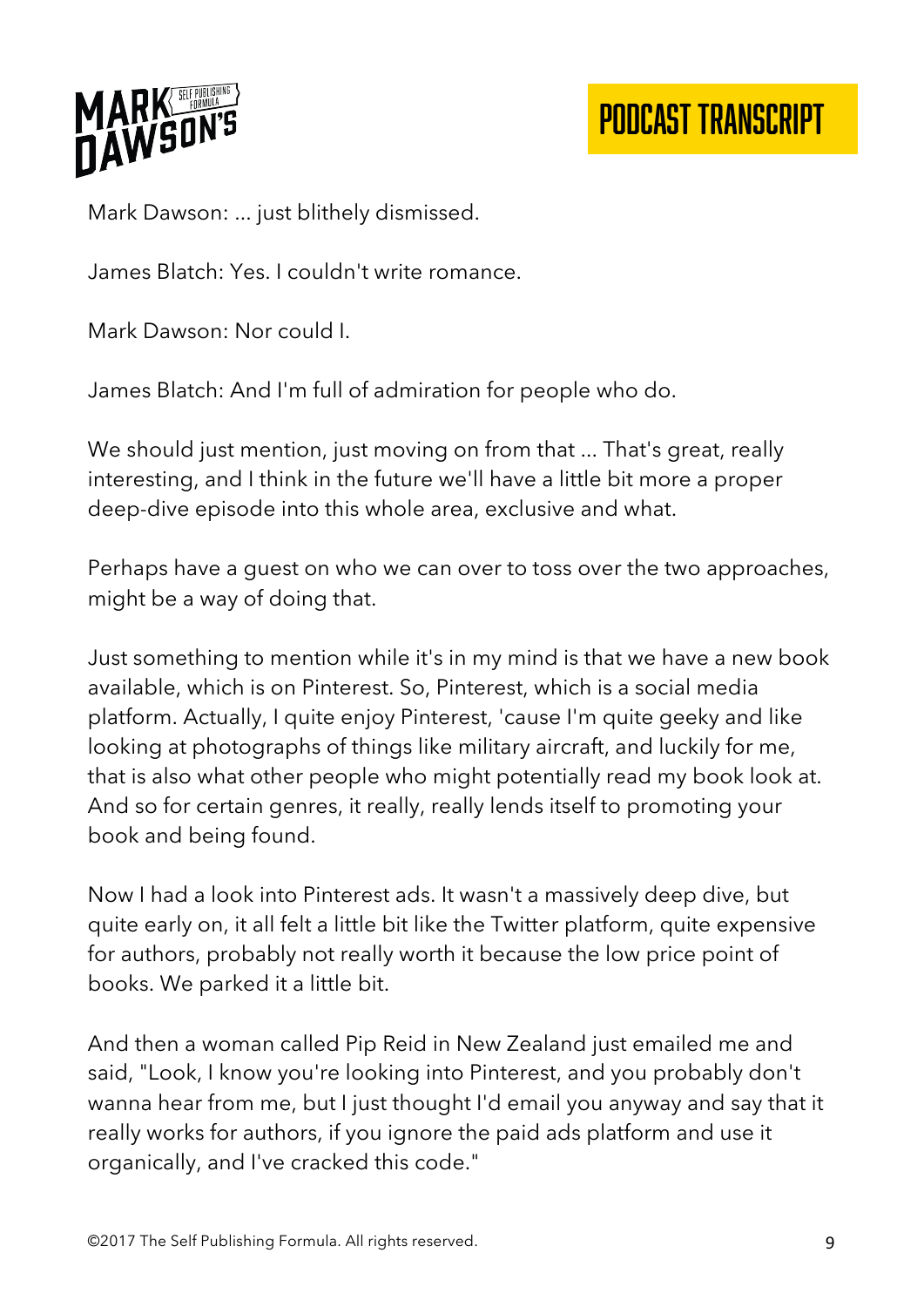Mark Dawson: ... just blithely dismissed.

James Blatch: Yes. I couldn't write romance.

Mark Dawson: Nor could I.

James Blatch: And I'm full of admiration for people who do.

We should just mention, just moving on from that ... That's great, really interesting, and I think in the future we'll have a little bit more a proper deep-dive episode into this whole area, exclusive and what.

Perhaps have a guest on who we can over to toss over the two approaches, might be a way of doing that.

Just something to mention while it's in my mind is that we have a new book available, which is on Pinterest. So, Pinterest, which is a social media platform. Actually, I quite enjoy Pinterest, 'cause I'm quite geeky and like looking at photographs of things like military aircraft, and luckily for me, that is also what other people who might potentially read my book look at. And so for certain genres, it really, really lends itself to promoting your book and being found.

Now I had a look into Pinterest ads. It wasn't a massively deep dive, but quite early on, it all felt a little bit like the Twitter platform, quite expensive for authors, probably not really worth it because the low price point of books. We parked it a little bit.

And then a woman called Pip Reid in New Zealand just emailed me and said, "Look, I know you're looking into Pinterest, and you probably don't wanna hear from me, but I just thought I'd email you anyway and say that it really works for authors, if you ignore the paid ads platform and use it organically, and I've cracked this code."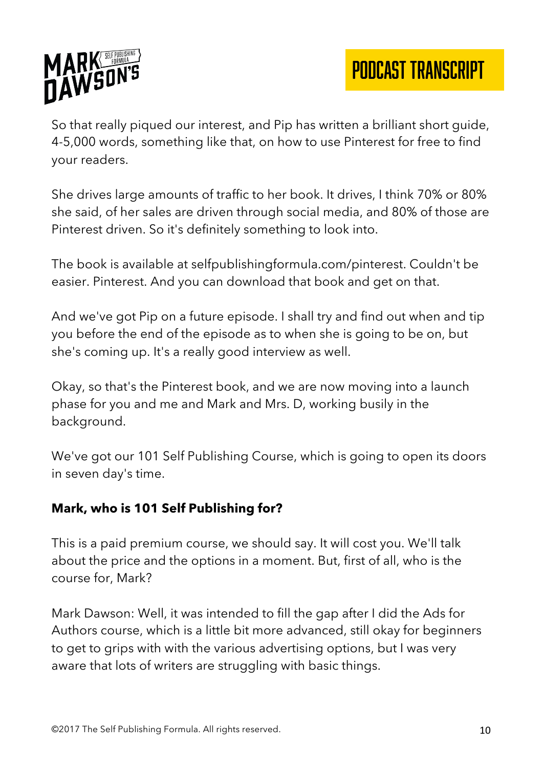So that really piqued our interest, and Pip has written a brilliant short guide, 4-5,000 words, something like that, on how to use Pinterest for free to find your readers.

She drives large amounts of traffic to her book. It drives, I think 70% or 80% she said, of her sales are driven through social media, and 80% of those are Pinterest driven. So it's definitely something to look into.

The book is available at selfpublishingformula.com/pinterest. Couldn't be easier. Pinterest. And you can download that book and get on that.

And we've got Pip on a future episode. I shall try and find out when and tip you before the end of the episode as to when she is going to be on, but she's coming up. It's a really good interview as well.

Okay, so that's the Pinterest book, and we are now moving into a launch phase for you and me and Mark and Mrs. D, working busily in the background.

We've got our 101 Self Publishing Course, which is going to open its doors in seven day's time.

**Mark, who is 101 Self Publishing for?**

This is a paid premium course, we should say. It will cost you. We'll talk about the price and the options in a moment. But, first of all, who is the course for, Mark?

Mark Dawson: Well, it was intended to fill the gap after I did the Ads for Authors course, which is a little bit more advanced, still okay for beginners to get to grips with with the various advertising options, but I was very aware that lots of writers are struggling with basic things.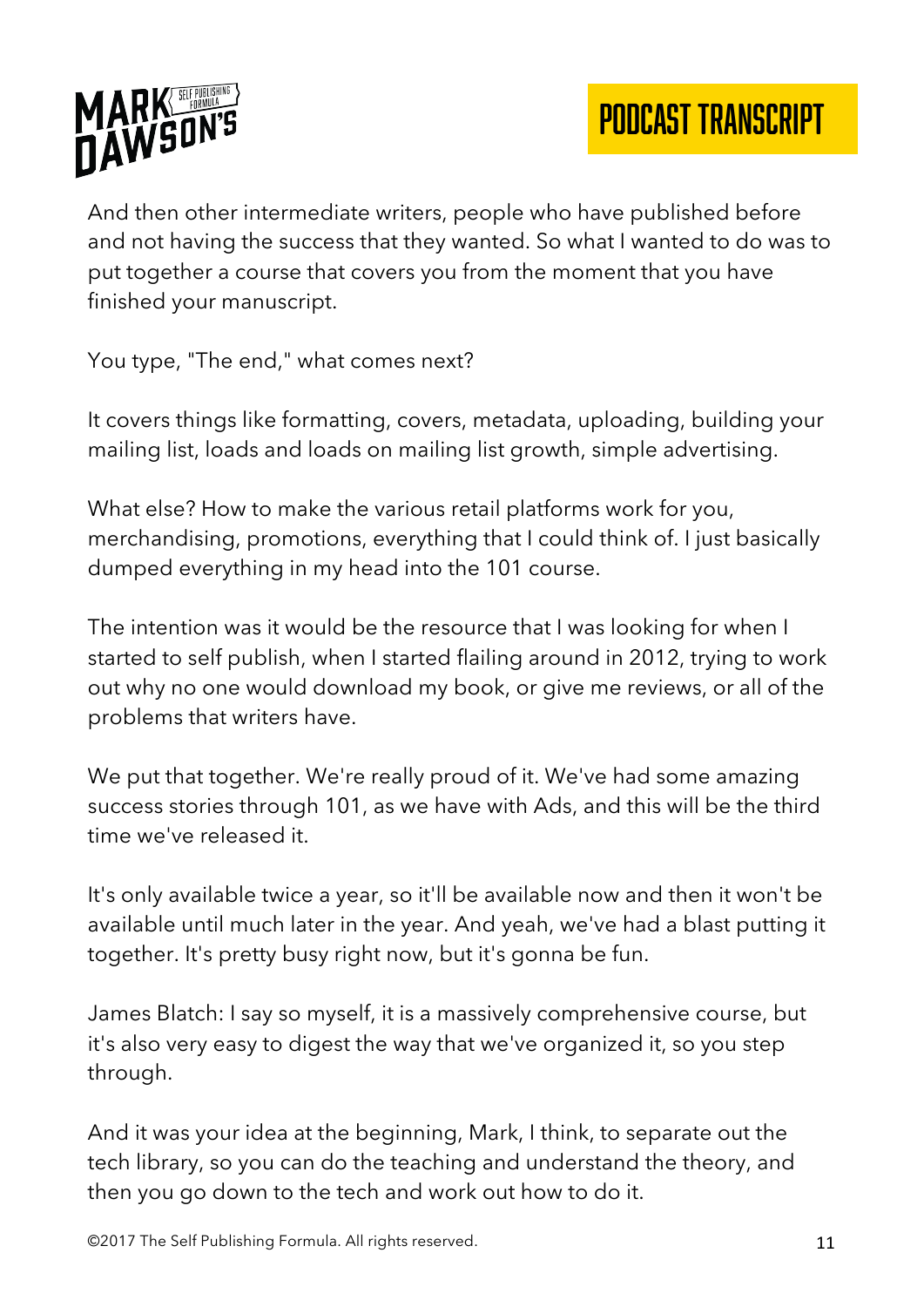And then other intermediate writers, people who have published before and not having the success that they wanted. So what I wanted to do was to put together a course that covers you from the moment that you have finished your manuscript.

You type, "The end," what comes next?

It covers things like formatting, covers, metadata, uploading, building your mailing list, loads and loads on mailing list growth, simple advertising.

What else? How to make the various retail platforms work for you, merchandising, promotions, everything that I could think of. I just basically dumped everything in my head into the 101 course.

The intention was it would be the resource that I was looking for when I started to self publish, when I started flailing around in 2012, trying to work out why no one would download my book, or give me reviews, or all of the problems that writers have.

We put that together. We're really proud of it. We've had some amazing success stories through 101, as we have with Ads, and this will be the third time we've released it.

It's only available twice a year, so it'll be available now and then it won't be available until much later in the year. And yeah, we've had a blast putting it together. It's pretty busy right now, but it's gonna be fun.

James Blatch: I say so myself, it is a massively comprehensive course, but it's also very easy to digest the way that we've organized it, so you step through.

And it was your idea at the beginning, Mark, I think, to separate out the tech library, so you can do the teaching and understand the theory, and then you go down to the tech and work out how to do it.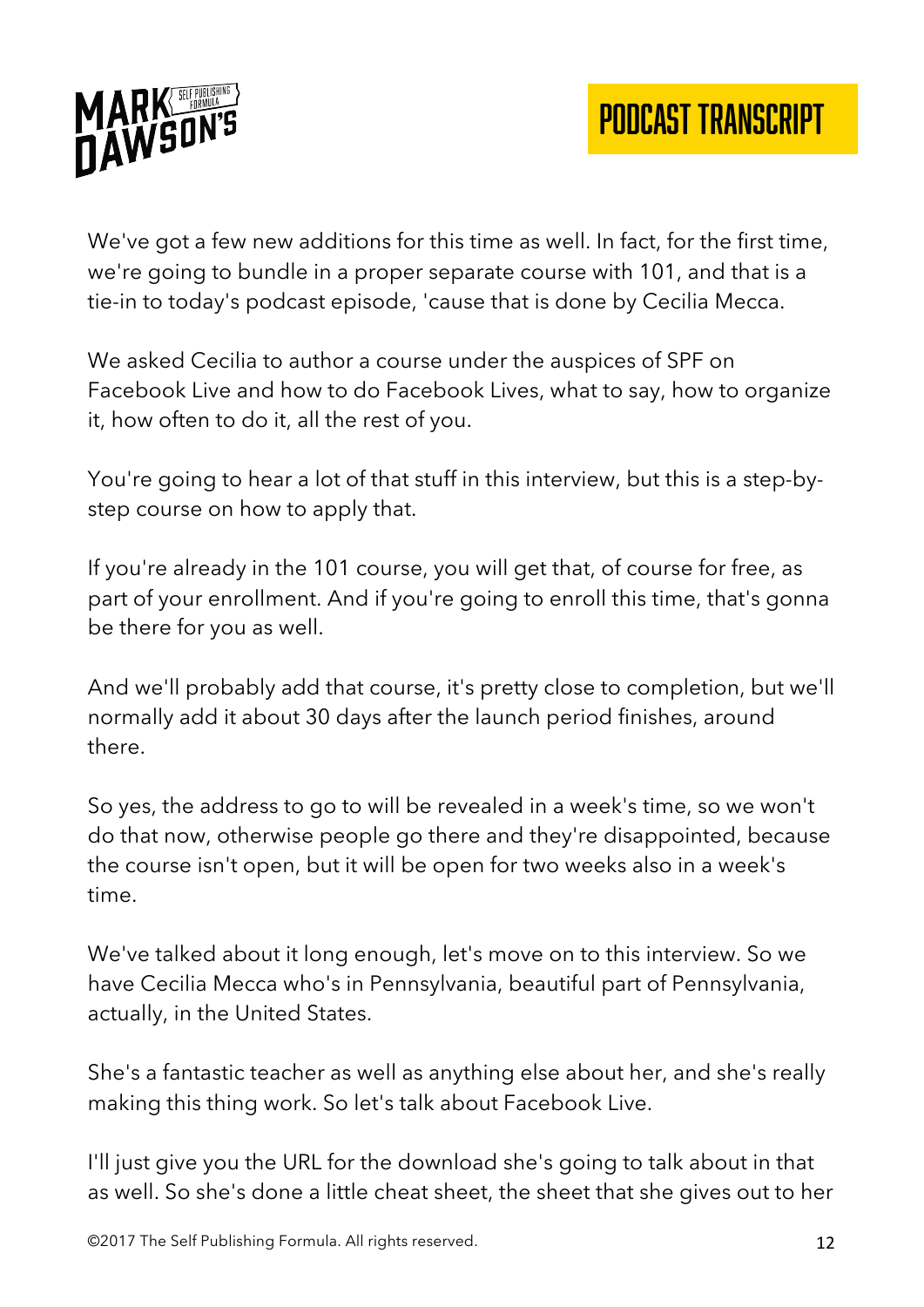We've got a few new additions for this time as well. In fact, for the first time, we're going to bundle in a proper separate course with 101, and that is a tie-in to today's podcast episode, 'cause that is done by Cecilia Mecca.

We asked Cecilia to author a course under the auspices of SPF on Facebook Live and how to do Facebook Lives, what to say, how to organize it, how often to do it, all the rest of you.

You're going to hear a lot of that stuff in this interview, but this is a step-by-step course on how to apply that.

If you're already in the 101 course, you will get that, of course for free, as part of your enrollment. And if you're going to enroll this time, that's gonna be there for you as well.

And we'll probably add that course, it's pretty close to completion, but we'll normally add it about 30 days after the launch period finishes, around there.

So yes, the address to go to will be revealed in a week's time, so we won't do that now, otherwise people go there and they're disappointed, because the course isn't open, but it will be open for two weeks also in a week's time.

We've talked about it long enough, let's move on to this interview. So we have Cecilia Mecca who's in Pennsylvania, beautiful part of Pennsylvania, actually, in the United States.

She's a fantastic teacher as well as anything else about her, and she's really making this thing work. So let's talk about Facebook Live.

I'll just give you the URL for the download she's going to talk about in that as well. So she's done a little cheat sheet, the sheet that she gives out to her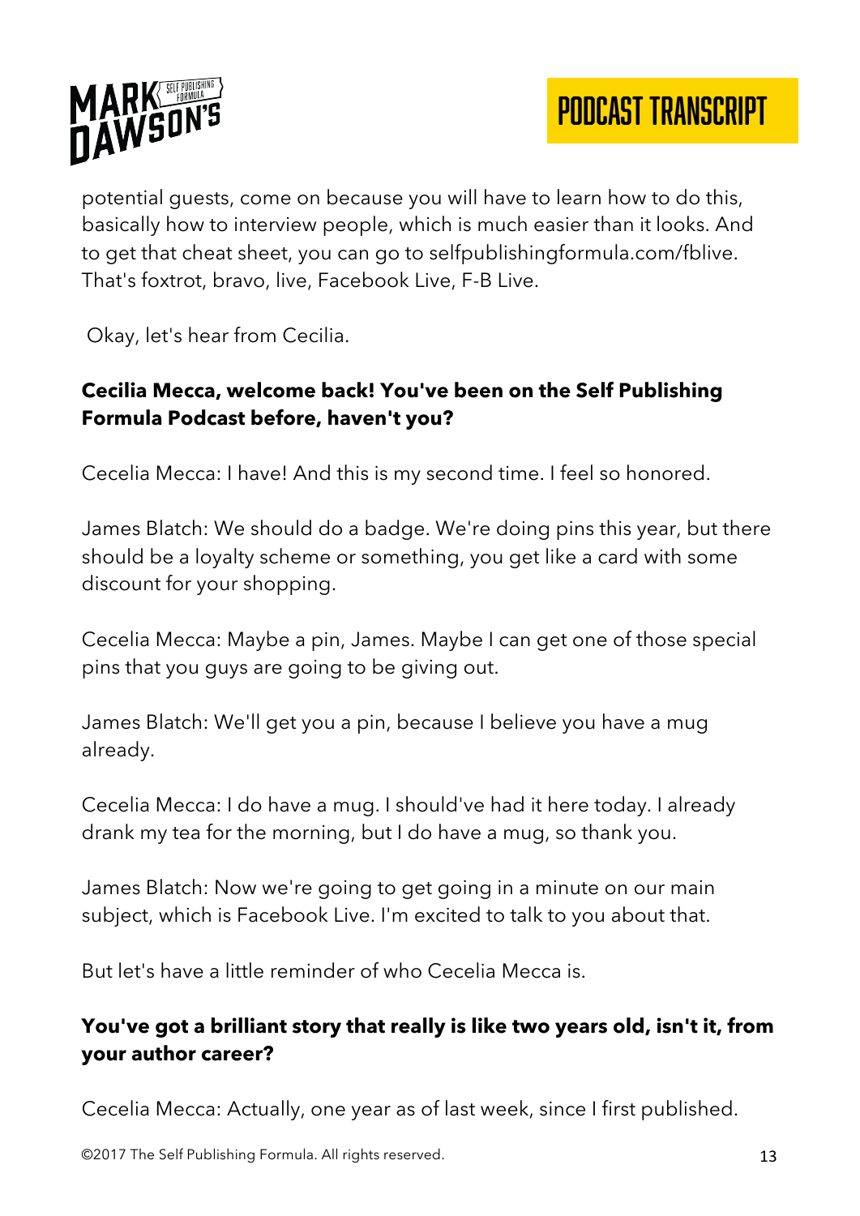potential guests, come on because you will have to learn how to do this, basically how to interview people, which is much easier than it looks. And to get that cheat sheet, you can go to selfpublishingformula.com/fblive. That's foxtrot, bravo, live, Facebook Live, F-B Live.

Okay, let's hear from Cecilia.

**Cecilia Mecca, welcome back! You've been on the Self Publishing Formula Podcast before, haven't you?**

Cecelia Mecca: I have! And this is my second time. I feel so honored.

James Blatch: We should do a badge. We're doing pins this year, but there should be a loyalty scheme or something, you get like a card with some discount for your shopping.

Cecelia Mecca: Maybe a pin, James. Maybe I can get one of those special pins that you guys are going to be giving out.

James Blatch: We'll get you a pin, because I believe you have a mug already.

Cecelia Mecca: I do have a mug. I should've had it here today. I already drank my tea for the morning, but I do have a mug, so thank you.

James Blatch: Now we're going to get going in a minute on our main subject, which is Facebook Live. I'm excited to talk to you about that.

But let's have a little reminder of who Cecelia Mecca is.

**You've got a brilliant story that really is like two years old, isn't it, from your author career?**

Cecelia Mecca: Actually, one year as of last week, since I first published.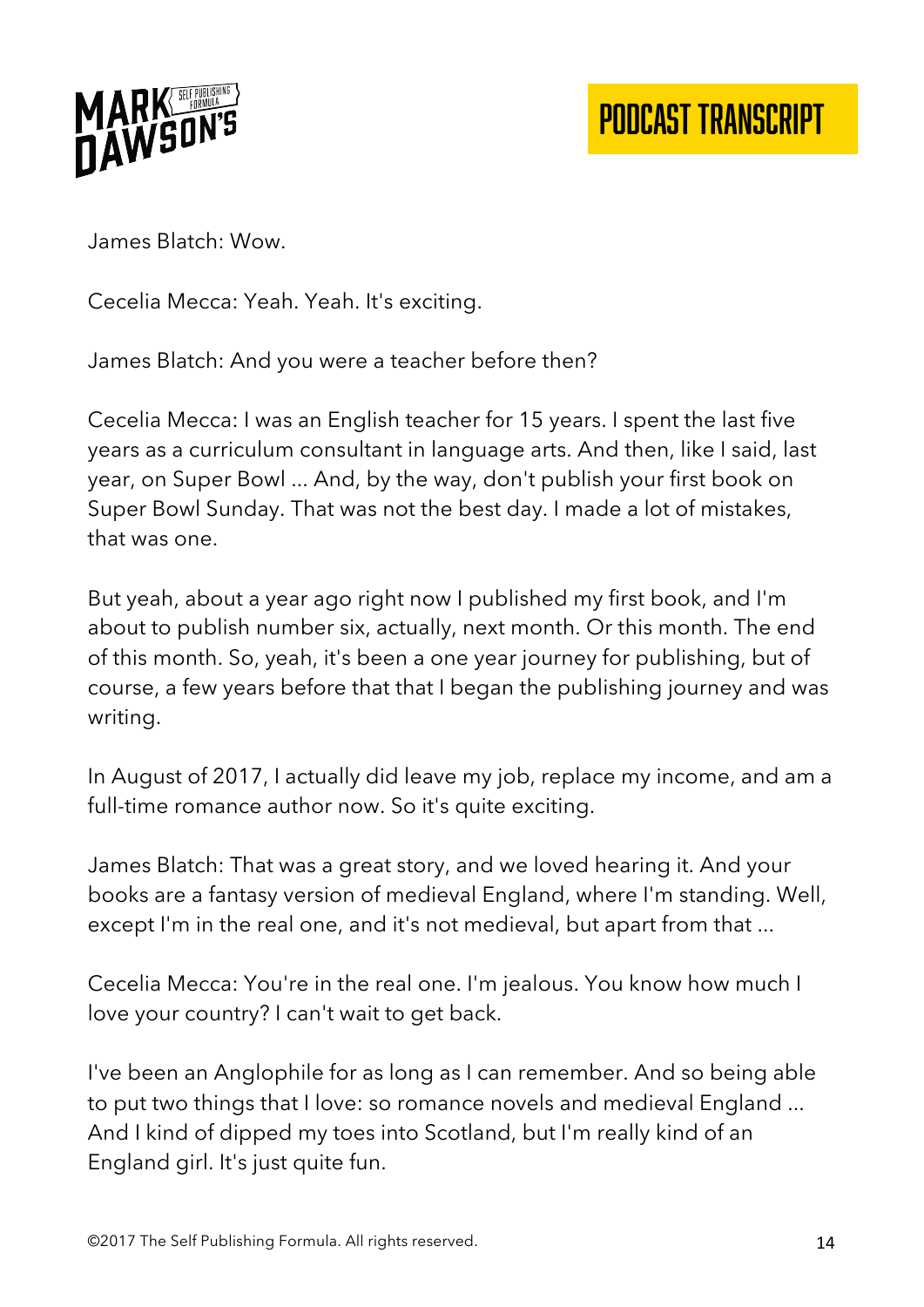James Blatch: Wow.

Cecelia Mecca: Yeah. Yeah. It's exciting.

James Blatch: And you were a teacher before then?

Cecelia Mecca: I was an English teacher for 15 years. I spent the last five years as a curriculum consultant in language arts. And then, like I said, last year, on Super Bowl ... And, by the way, don't publish your first book on Super Bowl Sunday. That was not the best day. I made a lot of mistakes, that was one.

But yeah, about a year ago right now I published my first book, and I'm about to publish number six, actually, next month. Or this month. The end of this month. So, yeah, it's been a one year journey for publishing, but of course, a few years before that that I began the publishing journey and was writing.

In August of 2017, I actually did leave my job, replace my income, and am a full-time romance author now. So it's quite exciting.

James Blatch: That was a great story, and we loved hearing it. And your books are a fantasy version of medieval England, where I'm standing. Well, except I'm in the real one, and it's not medieval, but apart from that ...

Cecelia Mecca: You're in the real one. I'm jealous. You know how much I love your country? I can't wait to get back.

I've been an Anglophile for as long as I can remember. And so being able to put two things that I love: so romance novels and medieval England ... And I kind of dipped my toes into Scotland, but I'm really kind of an England girl. It's just quite fun.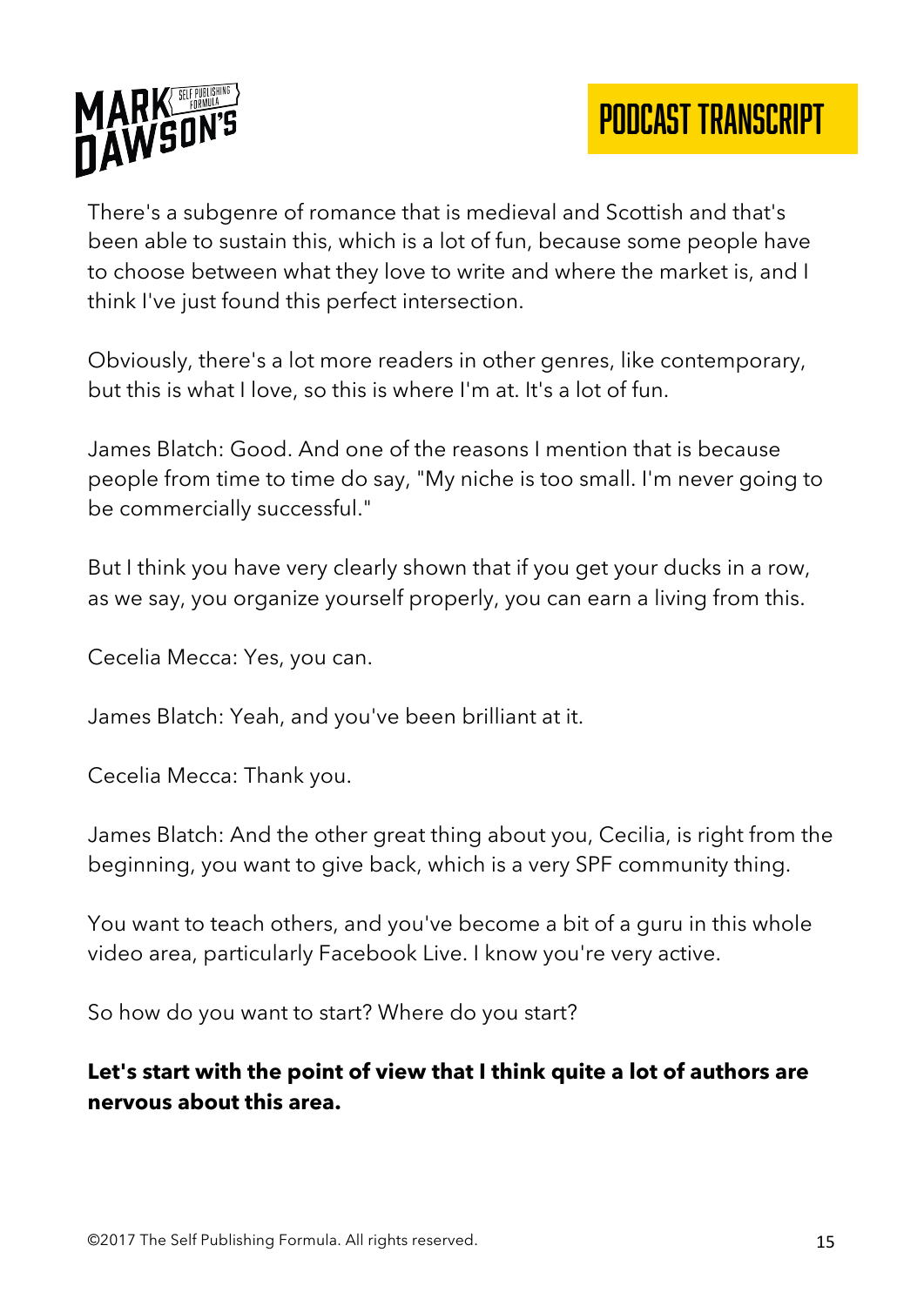There's a subgenre of romance that is medieval and Scottish and that's been able to sustain this, which is a lot of fun, because some people have to choose between what they love to write and where the market is, and I think I've just found this perfect intersection.

Obviously, there's a lot more readers in other genres, like contemporary, but this is what I love, so this is where I'm at. It's a lot of fun.

James Blatch: Good. And one of the reasons I mention that is because people from time to time do say, "My niche is too small. I'm never going to be commercially successful."

But I think you have very clearly shown that if you get your ducks in a row, as we say, you organize yourself properly, you can earn a living from this.

Cecelia Mecca: Yes, you can.

James Blatch: Yeah, and you've been brilliant at it.

Cecelia Mecca: Thank you.

James Blatch: And the other great thing about you, Cecilia, is right from the beginning, you want to give back, which is a very SPF community thing.

You want to teach others, and you've become a bit of a guru in this whole video area, particularly Facebook Live. I know you're very active.

So how do you want to start? Where do you start?

**Let's start with the point of view that I think quite a lot of authors are nervous about this area.**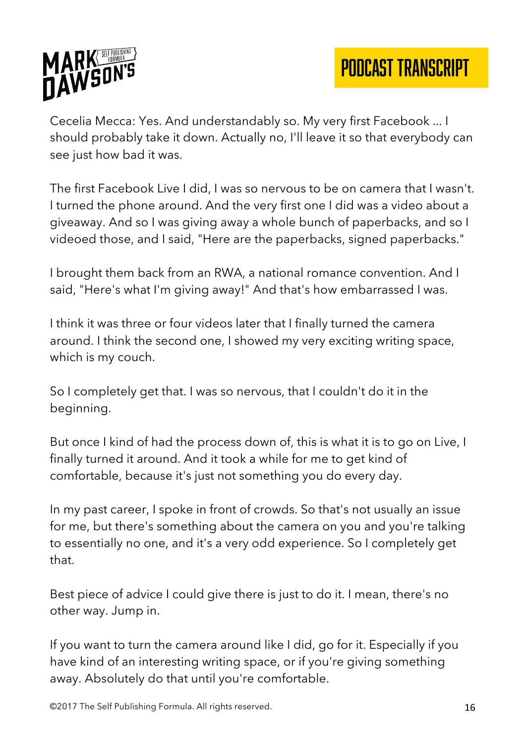Cecelia Mecca: Yes. And understandably so. My very first Facebook ... I should probably take it down. Actually no, I'll leave it so that everybody can see just how bad it was.

The first Facebook Live I did, I was so nervous to be on camera that I wasn't. I turned the phone around. And the very first one I did was a video about a giveaway. And so I was giving away a whole bunch of paperbacks, and so I videoed those, and I said, "Here are the paperbacks, signed paperbacks."

I brought them back from an RWA, a national romance convention. And I said, "Here's what I'm giving away!" And that's how embarrassed I was.

I think it was three or four videos later that I finally turned the camera around. I think the second one, I showed my very exciting writing space, which is my couch.

So I completely get that. I was so nervous, that I couldn't do it in the beginning.

But once I kind of had the process down of, this is what it is to go on Live, I finally turned it around. And it took a while for me to get kind of comfortable, because it's just not something you do every day.

In my past career, I spoke in front of crowds. So that's not usually an issue for me, but there's something about the camera on you and you're talking to essentially no one, and it's a very odd experience. So I completely get that.

Best piece of advice I could give there is just to do it. I mean, there's no other way. Jump in.

If you want to turn the camera around like I did, go for it. Especially if you have kind of an interesting writing space, or if you're giving something away. Absolutely do that until you're comfortable.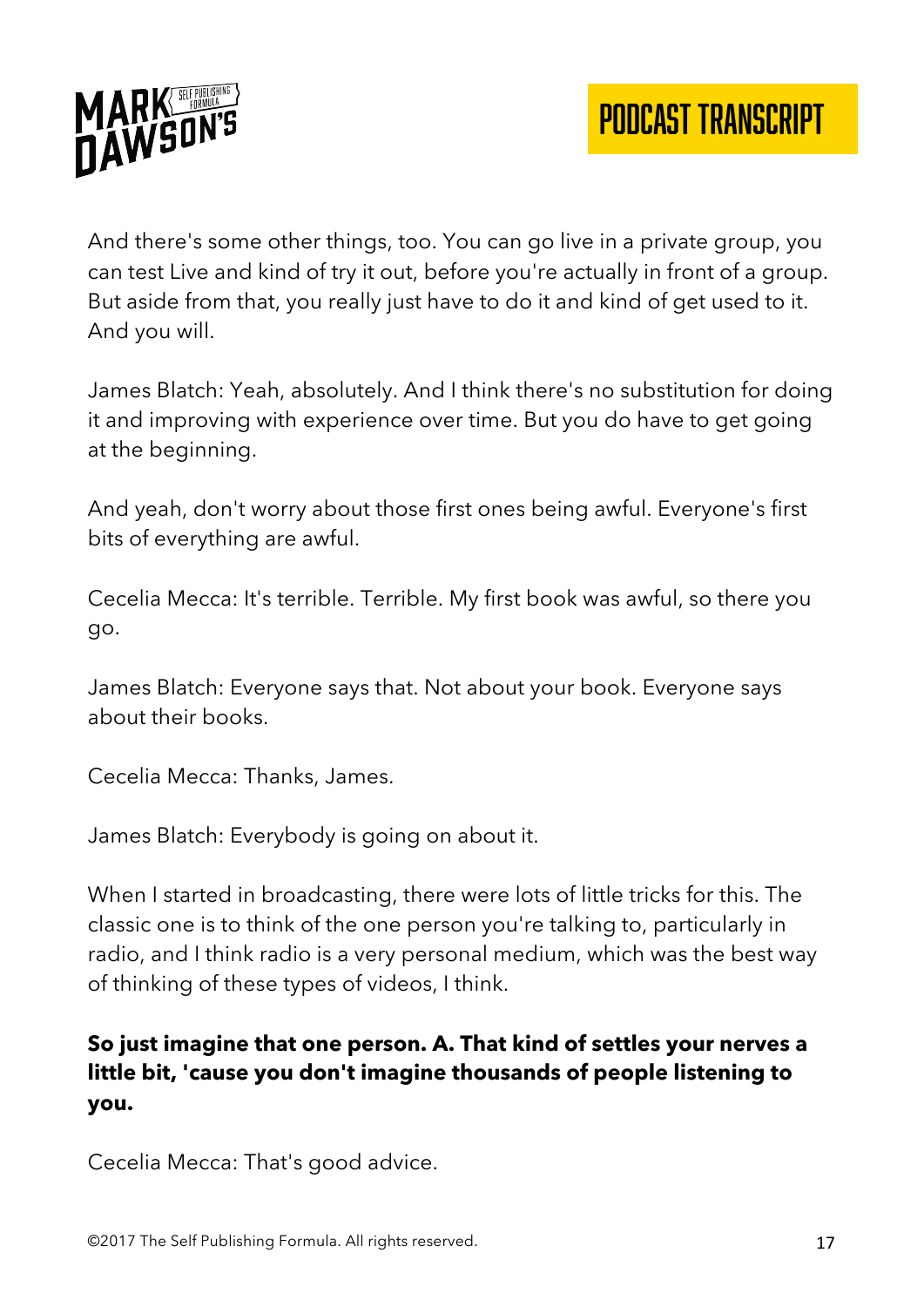And there's some other things, too. You can go live in a private group, you can test Live and kind of try it out, before you're actually in front of a group. But aside from that, you really just have to do it and kind of get used to it. And you will.

James Blatch: Yeah, absolutely. And I think there's no substitution for doing it and improving with experience over time. But you do have to get going at the beginning.

And yeah, don't worry about those first ones being awful. Everyone's first bits of everything are awful.

Cecelia Mecca: It's terrible. Terrible. My first book was awful, so there you go.

James Blatch: Everyone says that. Not about your book. Everyone says about their books.

Cecelia Mecca: Thanks, James.

James Blatch: Everybody is going on about it.

When I started in broadcasting, there were lots of little tricks for this. The classic one is to think of the one person you're talking to, particularly in radio, and I think radio is a very personal medium, which was the best way of thinking of these types of videos, I think.

**So just imagine that one person. A. That kind of settles your nerves a little bit, 'cause you don't imagine thousands of people listening to you.**

Cecelia Mecca: That's good advice.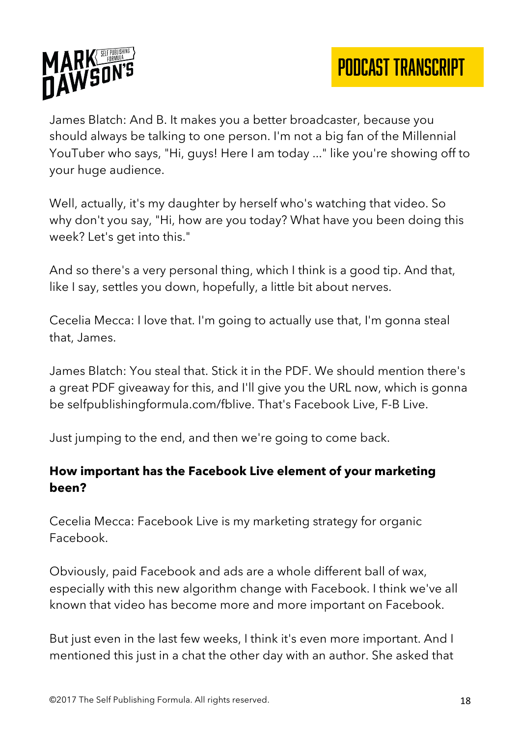James Blatch: And B. It makes you a better broadcaster, because you should always be talking to one person. I'm not a big fan of the Millennial YouTuber who says, "Hi, guys! Here I am today ..." like you're showing off to your huge audience.

Well, actually, it's my daughter by herself who's watching that video. So why don't you say, "Hi, how are you today? What have you been doing this week? Let's get into this."

And so there's a very personal thing, which I think is a good tip. And that, like I say, settles you down, hopefully, a little bit about nerves.

Cecelia Mecca: I love that. I'm going to actually use that, I'm gonna steal that, James.

James Blatch: You steal that. Stick it in the PDF. We should mention there's a great PDF giveaway for this, and I'll give you the URL now, which is gonna be selfpublishingformula.com/fblive. That's Facebook Live, F-B Live.

Just jumping to the end, and then we're going to come back.

**How important has the Facebook Live element of your marketing been?**

Cecelia Mecca: Facebook Live is my marketing strategy for organic Facebook.

Obviously, paid Facebook and ads are a whole different ball of wax, especially with this new algorithm change with Facebook. I think we've all known that video has become more and more important on Facebook.

But just even in the last few weeks, I think it's even more important. And I mentioned this just in a chat the other day with an author. She asked that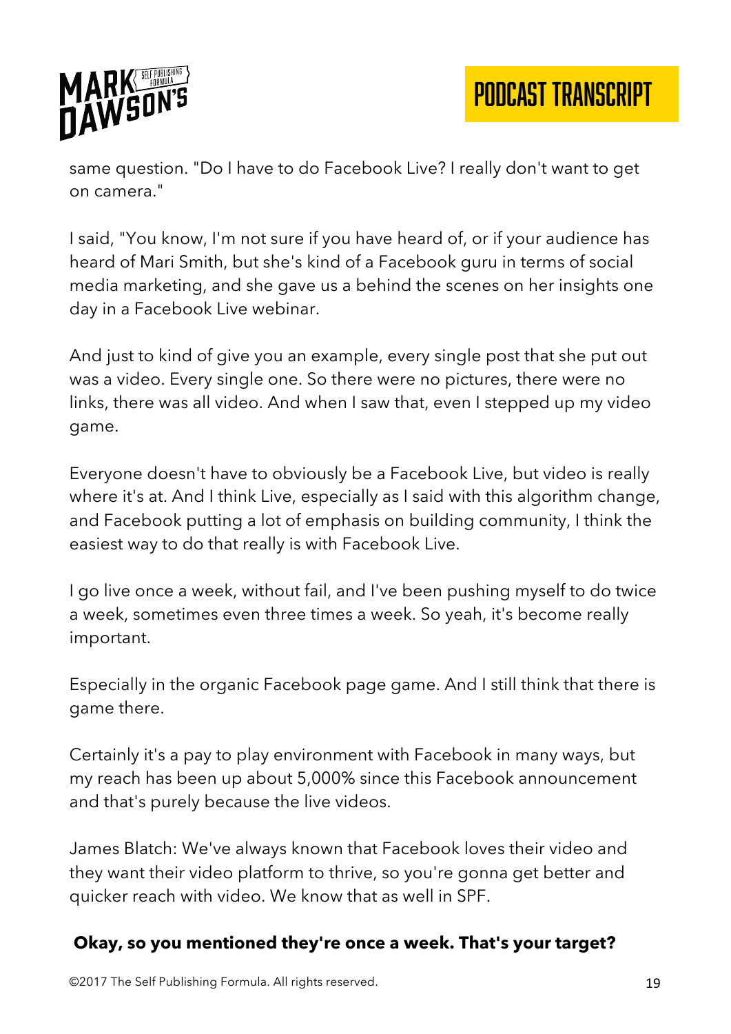same question. "Do I have to do Facebook Live? I really don't want to get on camera."

I said, "You know, I'm not sure if you have heard of, or if your audience has heard of Mari Smith, but she's kind of a Facebook guru in terms of social media marketing, and she gave us a behind the scenes on her insights one day in a Facebook Live webinar.

And just to kind of give you an example, every single post that she put out was a video. Every single one. So there were no pictures, there were no links, there was all video. And when I saw that, even I stepped up my video game.

Everyone doesn't have to obviously be a Facebook Live, but video is really where it's at. And I think Live, especially as I said with this algorithm change, and Facebook putting a lot of emphasis on building community, I think the easiest way to do that really is with Facebook Live.

I go live once a week, without fail, and I've been pushing myself to do twice a week, sometimes even three times a week. So yeah, it's become really important.

Especially in the organic Facebook page game. And I still think that there is game there.

Certainly it's a pay to play environment with Facebook in many ways, but my reach has been up about 5,000% since this Facebook announcement and that's purely because the live videos.

James Blatch: We've always known that Facebook loves their video and they want their video platform to thrive, so you're gonna get better and quicker reach with video. We know that as well in SPF.

**Okay, so you mentioned they're once a week. That's your target?**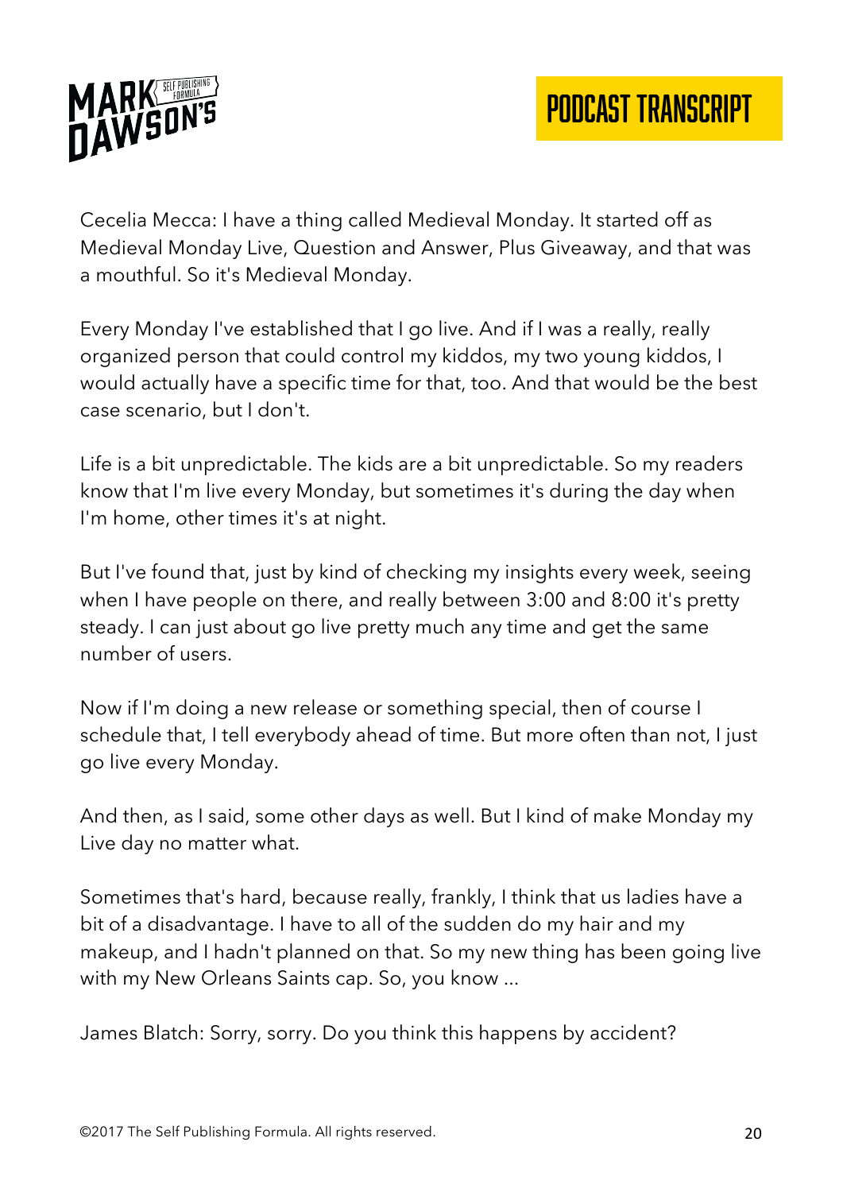Cecelia Mecca: I have a thing called Medieval Monday. It started off as Medieval Monday Live, Question and Answer, Plus Giveaway, and that was a mouthful. So it's Medieval Monday.

Every Monday I've established that I go live. And if I was a really, really organized person that could control my kiddos, my two young kiddos, I would actually have a specific time for that, too. And that would be the best case scenario, but I don't.

Life is a bit unpredictable. The kids are a bit unpredictable. So my readers know that I'm live every Monday, but sometimes it's during the day when I'm home, other times it's at night.

But I've found that, just by kind of checking my insights every week, seeing when I have people on there, and really between 3:00 and 8:00 it's pretty steady. I can just about go live pretty much any time and get the same number of users.

Now if I'm doing a new release or something special, then of course I schedule that, I tell everybody ahead of time. But more often than not, I just go live every Monday.

And then, as I said, some other days as well. But I kind of make Monday my Live day no matter what.

Sometimes that's hard, because really, frankly, I think that us ladies have a bit of a disadvantage. I have to all of the sudden do my hair and my makeup, and I hadn't planned on that. So my new thing has been going live with my New Orleans Saints cap. So, you know ...

James Blatch: Sorry, sorry. Do you think this happens by accident?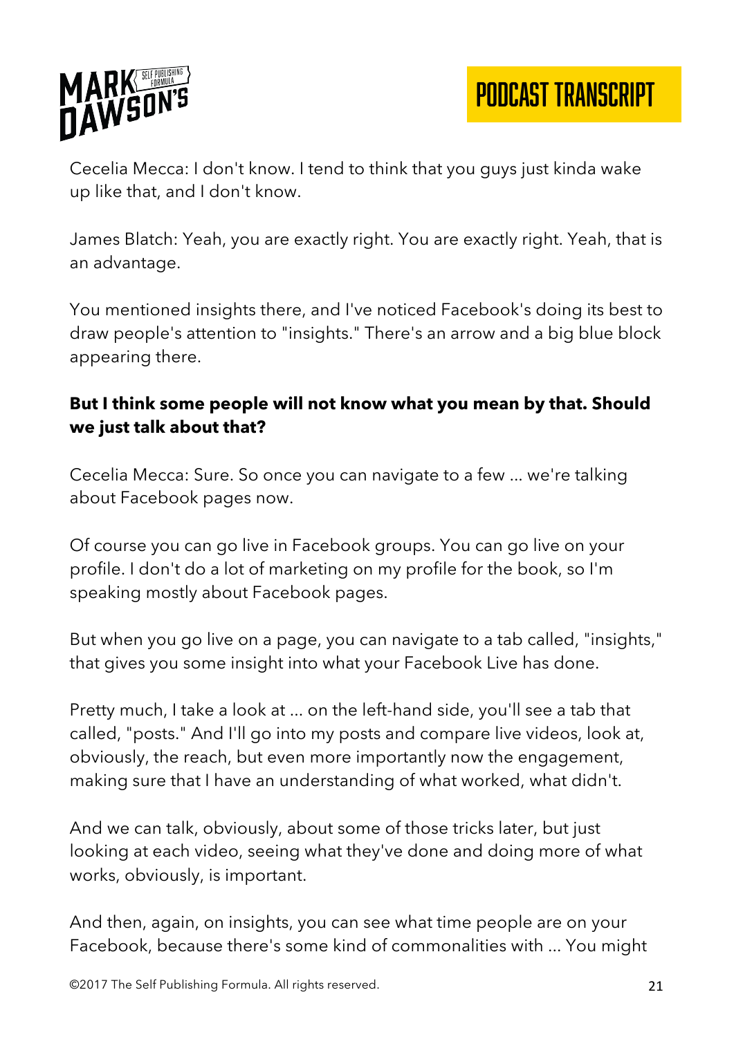Cecelia Mecca: I don't know. I tend to think that you guys just kinda wake up like that, and I don't know.

James Blatch: Yeah, you are exactly right. You are exactly right. Yeah, that is an advantage.

You mentioned insights there, and I've noticed Facebook's doing its best to draw people's attention to "insights." There's an arrow and a big blue block appearing there.

**But I think some people will not know what you mean by that. Should we just talk about that?**

Cecelia Mecca: Sure. So once you can navigate to a few ... we're talking about Facebook pages now.

Of course you can go live in Facebook groups. You can go live on your profile. I don't do a lot of marketing on my profile for the book, so I'm speaking mostly about Facebook pages.

But when you go live on a page, you can navigate to a tab called, "insights," that gives you some insight into what your Facebook Live has done.

Pretty much, I take a look at ... on the left-hand side, you'll see a tab that called, "posts." And I'll go into my posts and compare live videos, look at, obviously, the reach, but even more importantly now the engagement, making sure that I have an understanding of what worked, what didn't.

And we can talk, obviously, about some of those tricks later, but just looking at each video, seeing what they've done and doing more of what works, obviously, is important.

And then, again, on insights, you can see what time people are on your Facebook, because there's some kind of commonalities with ... You might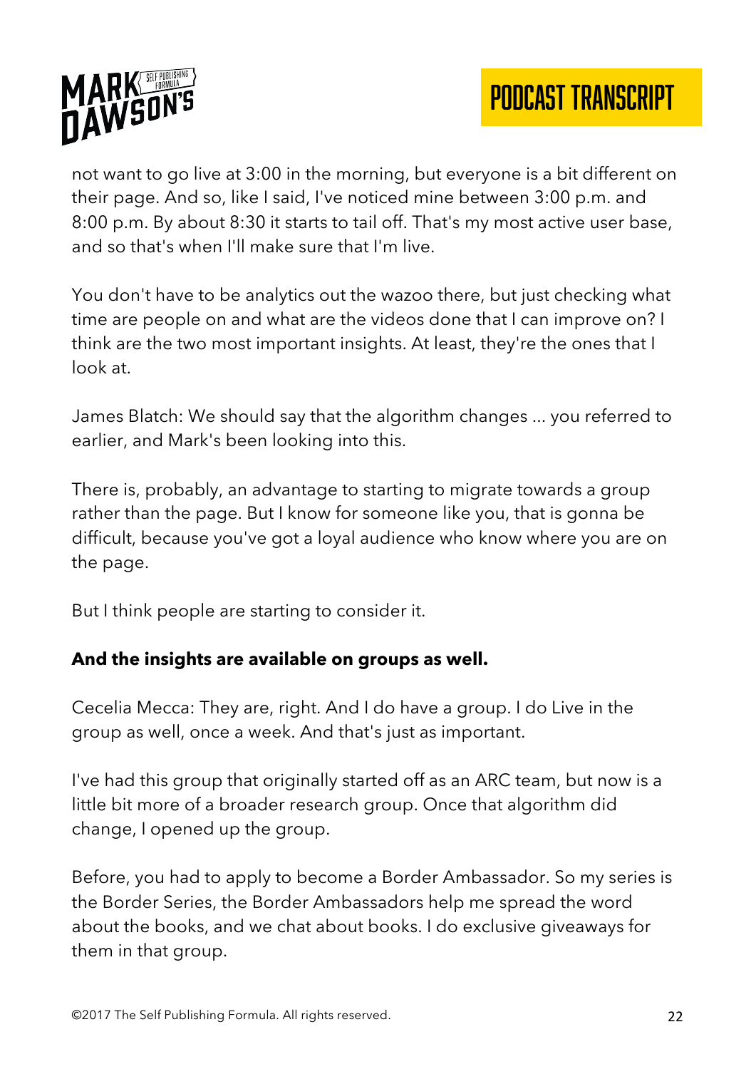not want to go live at 3:00 in the morning, but everyone is a bit different on their page. And so, like I said, I've noticed mine between 3:00 p.m. and 8:00 p.m. By about 8:30 it starts to tail off. That's my most active user base, and so that's when I'll make sure that I'm live.

You don't have to be analytics out the wazoo there, but just checking what time are people on and what are the videos done that I can improve on? I think are the two most important insights. At least, they're the ones that I look at.

James Blatch: We should say that the algorithm changes ... you referred to earlier, and Mark's been looking into this.

There is, probably, an advantage to starting to migrate towards a group rather than the page. But I know for someone like you, that is gonna be difficult, because you've got a loyal audience who know where you are on the page.

But I think people are starting to consider it.

**And the insights are available on groups as well.**

Cecelia Mecca: They are, right. And I do have a group. I do Live in the group as well, once a week. And that's just as important.

I've had this group that originally started off as an ARC team, but now is a little bit more of a broader research group. Once that algorithm did change, I opened up the group.

Before, you had to apply to become a Border Ambassador. So my series is the Border Series, the Border Ambassadors help me spread the word about the books, and we chat about books. I do exclusive giveaways for them in that group.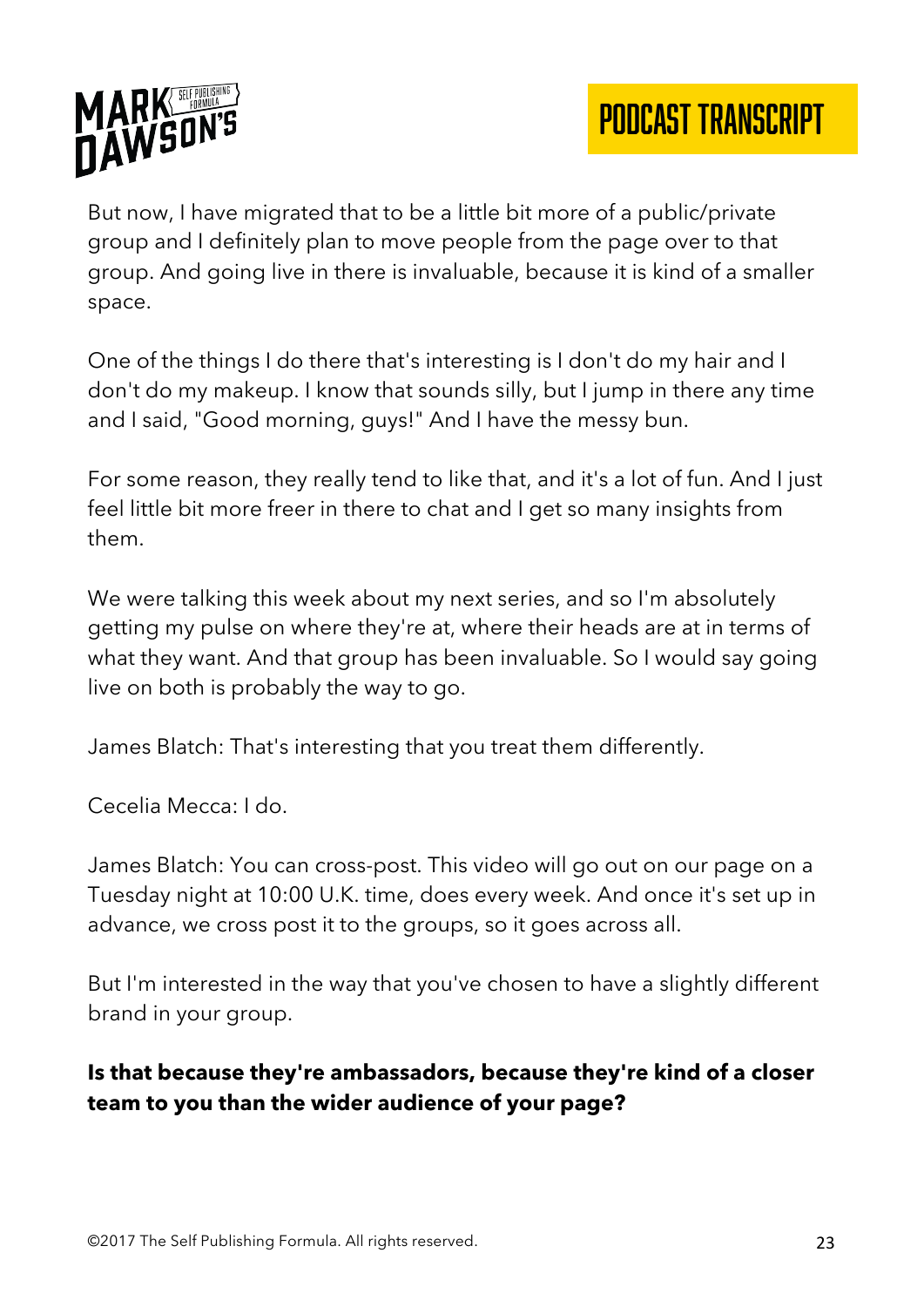But now, I have migrated that to be a little bit more of a public/private group and I definitely plan to move people from the page over to that group. And going live in there is invaluable, because it is kind of a smaller space.

One of the things I do there that's interesting is I don't do my hair and I don't do my makeup. I know that sounds silly, but I jump in there any time and I said, "Good morning, guys!" And I have the messy bun.

For some reason, they really tend to like that, and it's a lot of fun. And I just feel little bit more freer in there to chat and I get so many insights from them.

We were talking this week about my next series, and so I'm absolutely getting my pulse on where they're at, where their heads are at in terms of what they want. And that group has been invaluable. So I would say going live on both is probably the way to go.

James Blatch: That's interesting that you treat them differently.

Cecelia Mecca: I do.

James Blatch: You can cross-post. This video will go out on our page on a Tuesday night at 10:00 U.K. time, does every week. And once it's set up in advance, we cross post it to the groups, so it goes across all.

But I'm interested in the way that you've chosen to have a slightly different brand in your group.

**Is that because they're ambassadors, because they're kind of a closer team to you than the wider audience of your page?**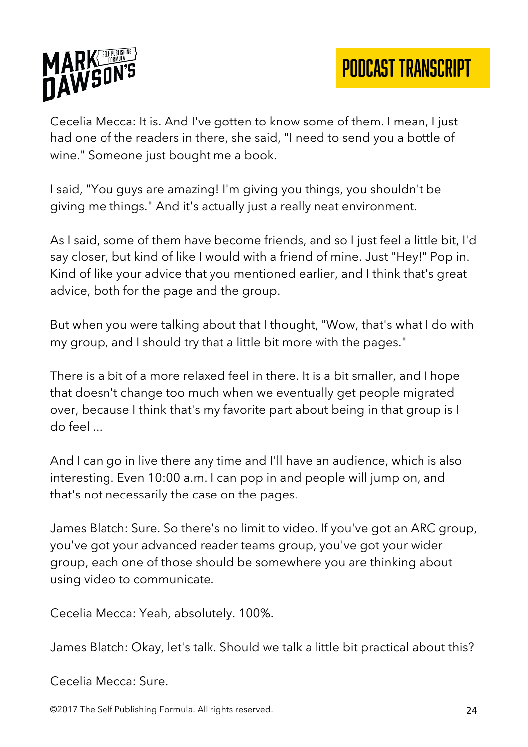Cecelia Mecca: It is. And I've gotten to know some of them. I mean, I just had one of the readers in there, she said, "I need to send you a bottle of wine." Someone just bought me a book.

I said, "You guys are amazing! I'm giving you things, you shouldn't be giving me things." And it's actually just a really neat environment.

As I said, some of them have become friends, and so I just feel a little bit, I'd say closer, but kind of like I would with a friend of mine. Just "Hey!" Pop in. Kind of like your advice that you mentioned earlier, and I think that's great advice, both for the page and the group.

But when you were talking about that I thought, "Wow, that's what I do with my group, and I should try that a little bit more with the pages."

There is a bit of a more relaxed feel in there. It is a bit smaller, and I hope that doesn't change too much when we eventually get people migrated over, because I think that's my favorite part about being in that group is I do feel ...

And I can go in live there any time and I'll have an audience, which is also interesting. Even 10:00 a.m. I can pop in and people will jump on, and that's not necessarily the case on the pages.

James Blatch: Sure. So there's no limit to video. If you've got an ARC group, you've got your advanced reader teams group, you've got your wider group, each one of those should be somewhere you are thinking about using video to communicate.

Cecelia Mecca: Yeah, absolutely. 100%.

James Blatch: Okay, let's talk. Should we talk a little bit practical about this?

Cecelia Mecca: Sure.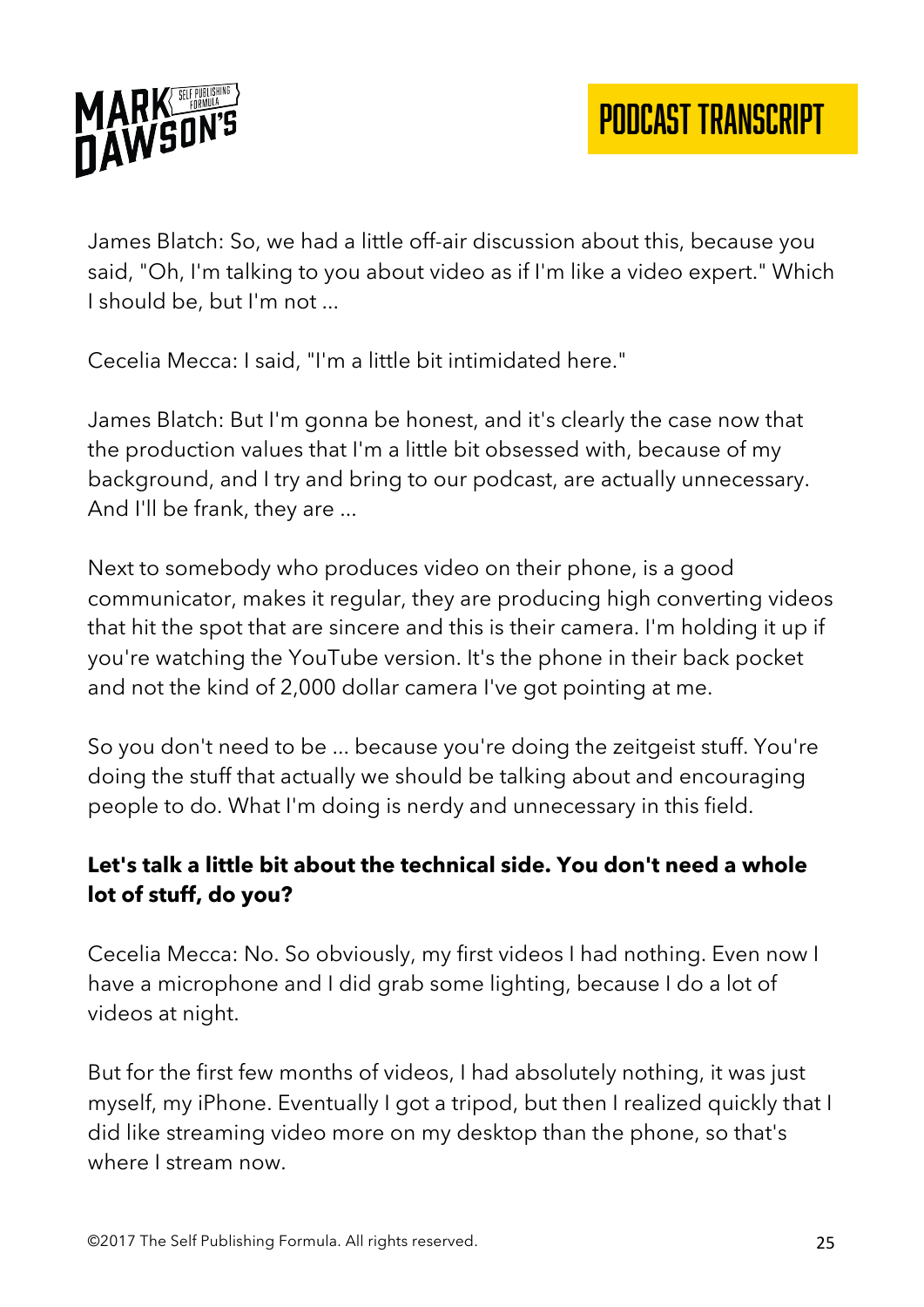James Blatch: So, we had a little off-air discussion about this, because you said, "Oh, I'm talking to you about video as if I'm like a video expert." Which I should be, but I'm not ...

Cecelia Mecca: I said, "I'm a little bit intimidated here."

James Blatch: But I'm gonna be honest, and it's clearly the case now that the production values that I'm a little bit obsessed with, because of my background, and I try and bring to our podcast, are actually unnecessary. And I'll be frank, they are ...

Next to somebody who produces video on their phone, is a good communicator, makes it regular, they are producing high converting videos that hit the spot that are sincere and this is their camera. I'm holding it up if you're watching the YouTube version. It's the phone in their back pocket and not the kind of 2,000 dollar camera I've got pointing at me.

So you don't need to be ... because you're doing the zeitgeist stuff. You're doing the stuff that actually we should be talking about and encouraging people to do. What I'm doing is nerdy and unnecessary in this field.

**Let's talk a little bit about the technical side. You don't need a whole lot of stuff, do you?**

Cecelia Mecca: No. So obviously, my first videos I had nothing. Even now I have a microphone and I did grab some lighting, because I do a lot of videos at night.

But for the first few months of videos, I had absolutely nothing, it was just myself, my iPhone. Eventually I got a tripod, but then I realized quickly that I did like streaming video more on my desktop than the phone, so that's where I stream now.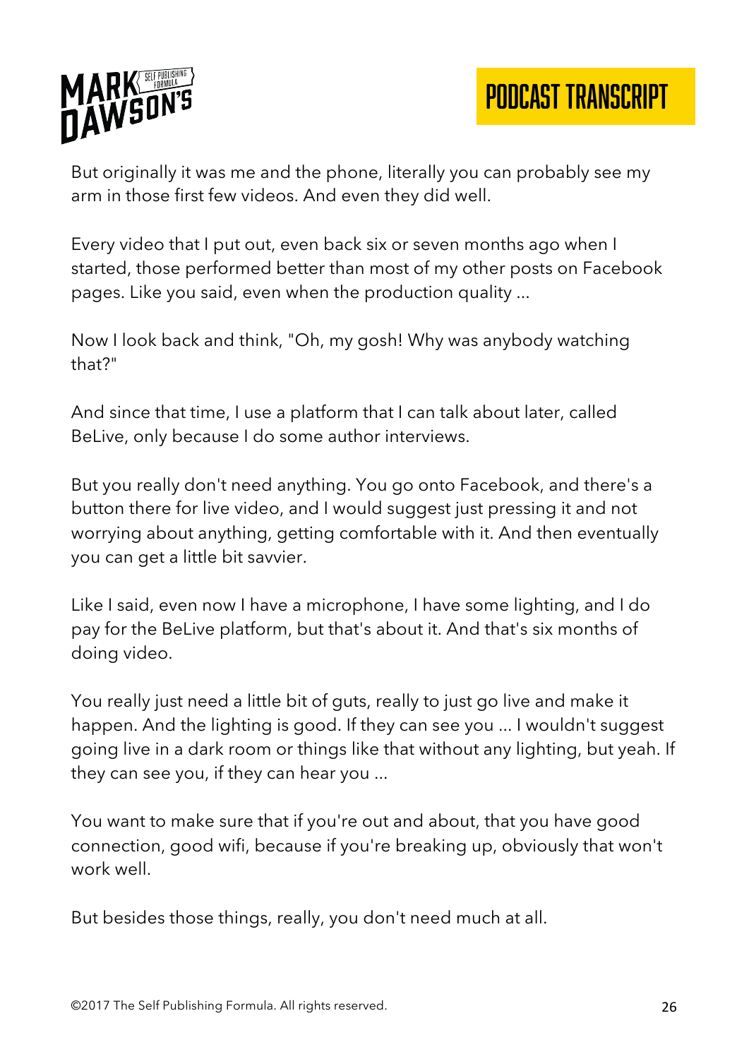But originally it was me and the phone, literally you can probably see my arm in those first few videos. And even they did well.

Every video that I put out, even back six or seven months ago when I started, those performed better than most of my other posts on Facebook pages. Like you said, even when the production quality ...

Now I look back and think, "Oh, my gosh! Why was anybody watching that?"

And since that time, I use a platform that I can talk about later, called BeLive, only because I do some author interviews.

But you really don't need anything. You go onto Facebook, and there's a button there for live video, and I would suggest just pressing it and not worrying about anything, getting comfortable with it. And then eventually you can get a little bit savvier.

Like I said, even now I have a microphone, I have some lighting, and I do pay for the BeLive platform, but that's about it. And that's six months of doing video.

You really just need a little bit of guts, really to just go live and make it happen. And the lighting is good. If they can see you ... I wouldn't suggest going live in a dark room or things like that without any lighting, but yeah. If they can see you, if they can hear you ...

You want to make sure that if you're out and about, that you have good connection, good wifi, because if you're breaking up, obviously that won't work well.

But besides those things, really, you don't need much at all.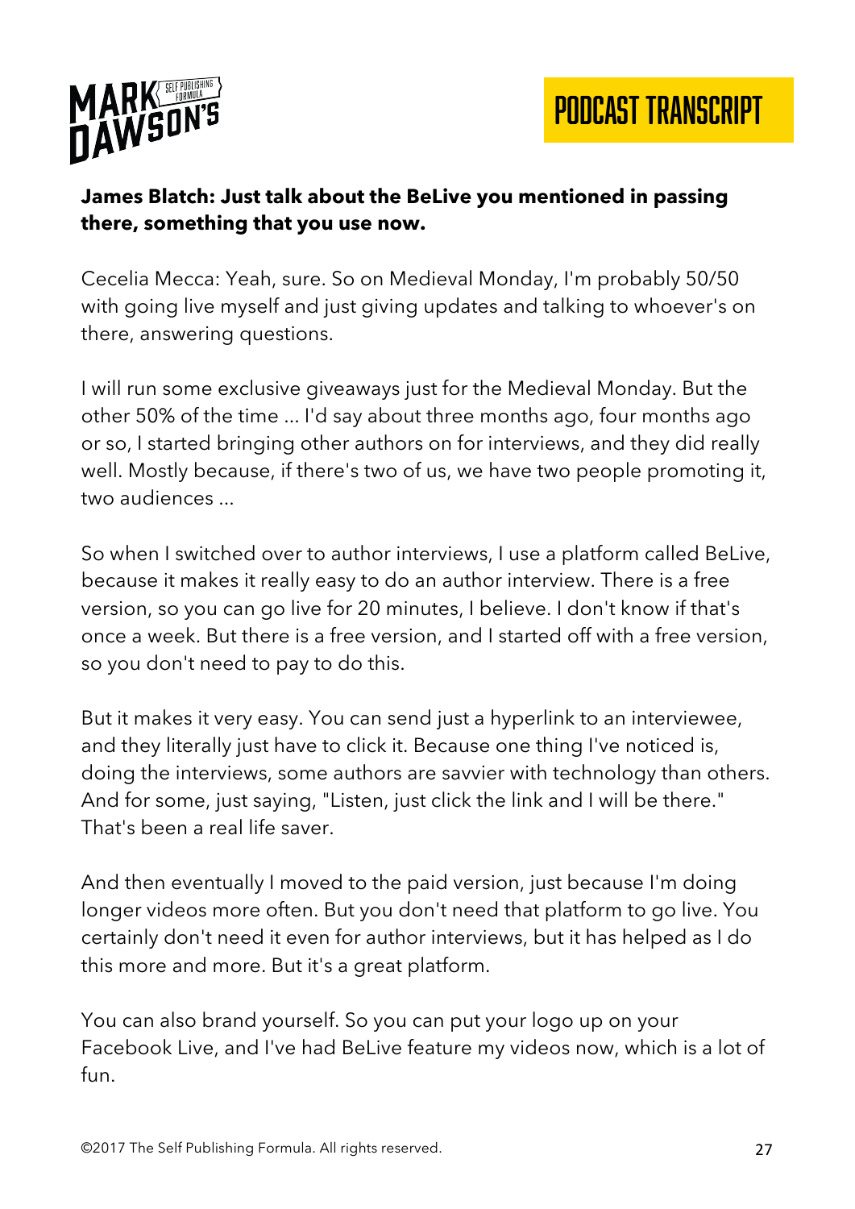**James Blatch: Just talk about the BeLive you mentioned in passing there, something that you use now.**

Cecelia Mecca: Yeah, sure. So on Medieval Monday, I'm probably 50/50 with going live myself and just giving updates and talking to whoever's on there, answering questions.

I will run some exclusive giveaways just for the Medieval Monday. But the other 50% of the time ... I'd say about three months ago, four months ago or so, I started bringing other authors on for interviews, and they did really well. Mostly because, if there's two of us, we have two people promoting it, two audiences ...

So when I switched over to author interviews, I use a platform called BeLive, because it makes it really easy to do an author interview. There is a free version, so you can go live for 20 minutes, I believe. I don't know if that's once a week. But there is a free version, and I started off with a free version, so you don't need to pay to do this.

But it makes it very easy. You can send just a hyperlink to an interviewee, and they literally just have to click it. Because one thing I've noticed is, doing the interviews, some authors are savvier with technology than others. And for some, just saying, "Listen, just click the link and I will be there." That's been a real life saver.

And then eventually I moved to the paid version, just because I'm doing longer videos more often. But you don't need that platform to go live. You certainly don't need it even for author interviews, but it has helped as I do this more and more. But it's a great platform.

You can also brand yourself. So you can put your logo up on your Facebook Live, and I've had BeLive feature my videos now, which is a lot of fun.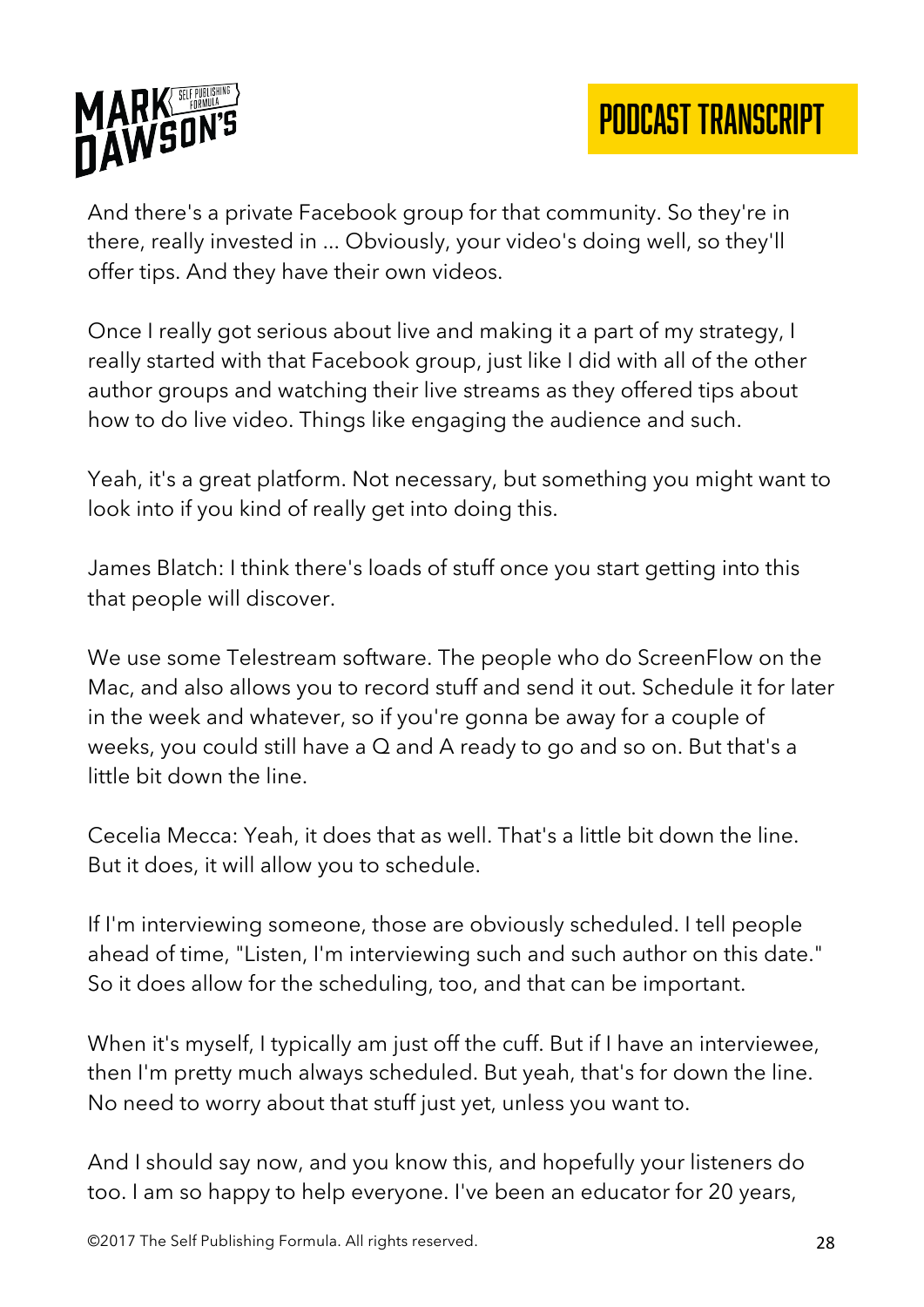And there's a private Facebook group for that community. So they're in there, really invested in ... Obviously, your video's doing well, so they'll offer tips. And they have their own videos.

Once I really got serious about live and making it a part of my strategy, I really started with that Facebook group, just like I did with all of the other author groups and watching their live streams as they offered tips about how to do live video. Things like engaging the audience and such.

Yeah, it's a great platform. Not necessary, but something you might want to look into if you kind of really get into doing this.

James Blatch: I think there's loads of stuff once you start getting into this that people will discover.

We use some Telestream software. The people who do ScreenFlow on the Mac, and also allows you to record stuff and send it out. Schedule it for later in the week and whatever, so if you're gonna be away for a couple of weeks, you could still have a Q and A ready to go and so on. But that's a little bit down the line.

Cecelia Mecca: Yeah, it does that as well. That's a little bit down the line. But it does, it will allow you to schedule.

If I'm interviewing someone, those are obviously scheduled. I tell people ahead of time, "Listen, I'm interviewing such and such author on this date." So it does allow for the scheduling, too, and that can be important.

When it's myself, I typically am just off the cuff. But if I have an interviewee, then I'm pretty much always scheduled. But yeah, that's for down the line. No need to worry about that stuff just yet, unless you want to.

And I should say now, and you know this, and hopefully your listeners do too. I am so happy to help everyone. I've been an educator for 20 years,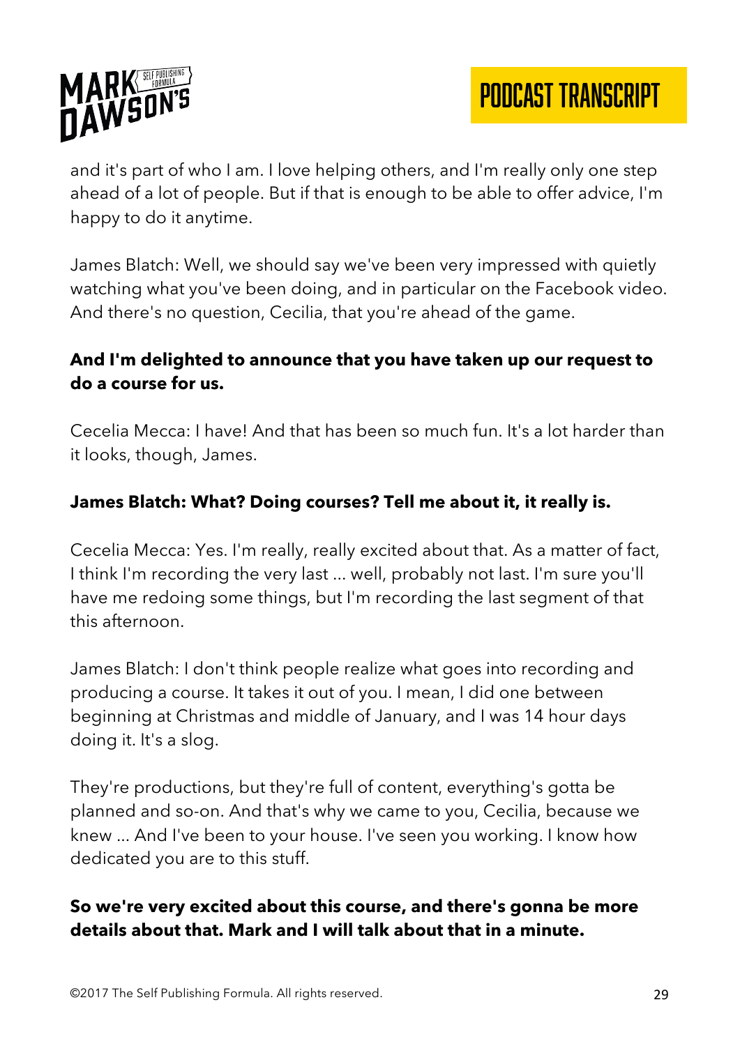and it's part of who I am. I love helping others, and I'm really only one step ahead of a lot of people. But if that is enough to be able to offer advice, I'm happy to do it anytime.

James Blatch: Well, we should say we've been very impressed with quietly watching what you've been doing, and in particular on the Facebook video. And there's no question, Cecilia, that you're ahead of the game.

**And I'm delighted to announce that you have taken up our request to do a course for us.**

Cecelia Mecca: I have! And that has been so much fun. It's a lot harder than it looks, though, James.

**James Blatch: What? Doing courses? Tell me about it, it really is.**

Cecelia Mecca: Yes. I'm really, really excited about that. As a matter of fact, I think I'm recording the very last ... well, probably not last. I'm sure you'll have me redoing some things, but I'm recording the last segment of that this afternoon.

James Blatch: I don't think people realize what goes into recording and producing a course. It takes it out of you. I mean, I did one between beginning at Christmas and middle of January, and I was 14 hour days doing it. It's a slog.

They're productions, but they're full of content, everything's gotta be planned and so-on. And that's why we came to you, Cecilia, because we knew ... And I've been to your house. I've seen you working. I know how dedicated you are to this stuff.

**So we're very excited about this course, and there's gonna be more details about that. Mark and I will talk about that in a minute.**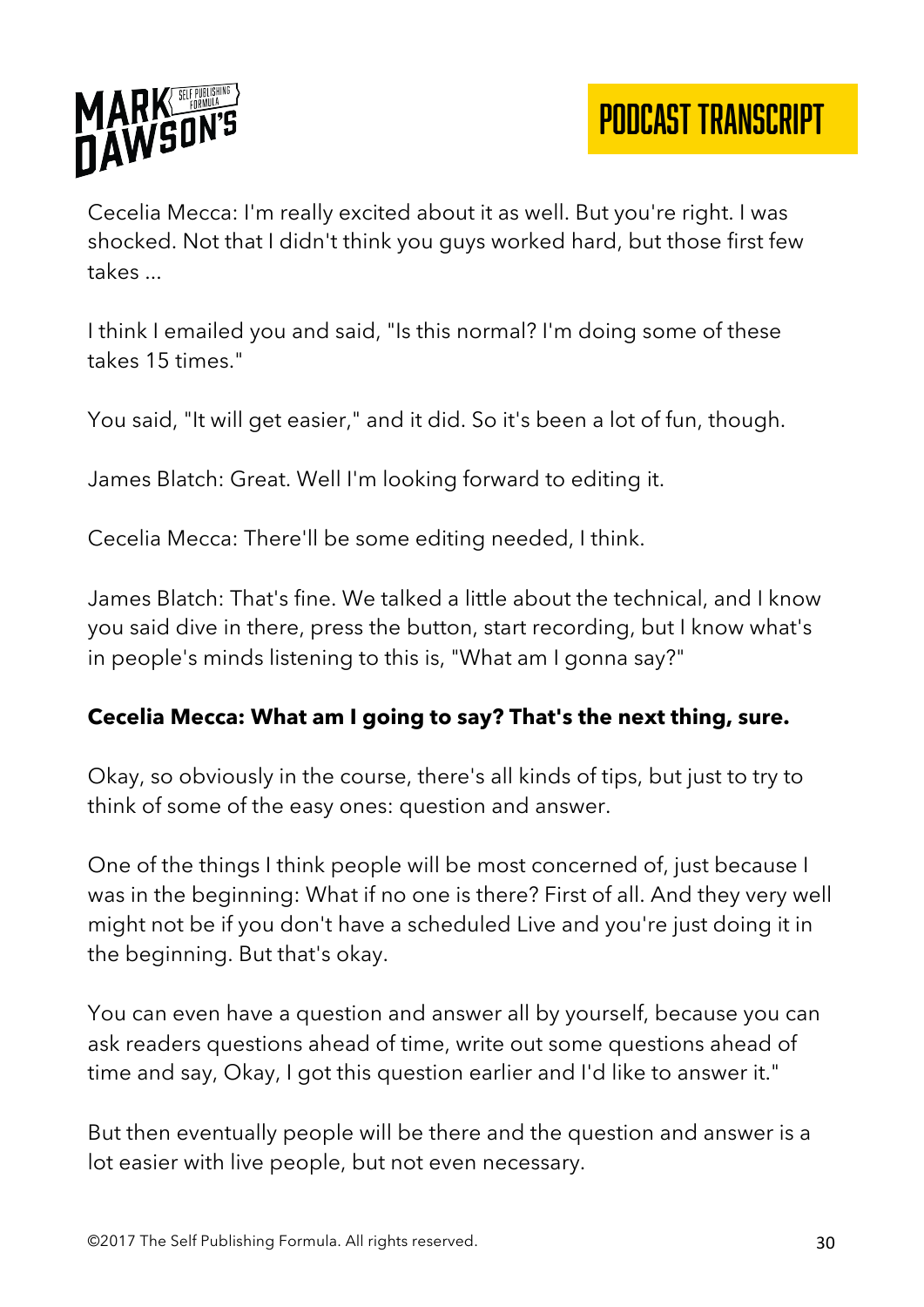Cecelia Mecca: I'm really excited about it as well. But you're right. I was shocked. Not that I didn't think you guys worked hard, but those first few takes ...

I think I emailed you and said, "Is this normal? I'm doing some of these takes 15 times."

You said, "It will get easier," and it did. So it's been a lot of fun, though.

James Blatch: Great. Well I'm looking forward to editing it.

Cecelia Mecca: There'll be some editing needed, I think.

James Blatch: That's fine. We talked a little about the technical, and I know you said dive in there, press the button, start recording, but I know what's in people's minds listening to this is, "What am I gonna say?"

**Cecelia Mecca: What am I going to say? That's the next thing, sure.**

Okay, so obviously in the course, there's all kinds of tips, but just to try to think of some of the easy ones: question and answer.

One of the things I think people will be most concerned of, just because I was in the beginning: What if no one is there? First of all. And they very well might not be if you don't have a scheduled Live and you're just doing it in the beginning. But that's okay.

You can even have a question and answer all by yourself, because you can ask readers questions ahead of time, write out some questions ahead of time and say, Okay, I got this question earlier and I'd like to answer it."

But then eventually people will be there and the question and answer is a lot easier with live people, but not even necessary.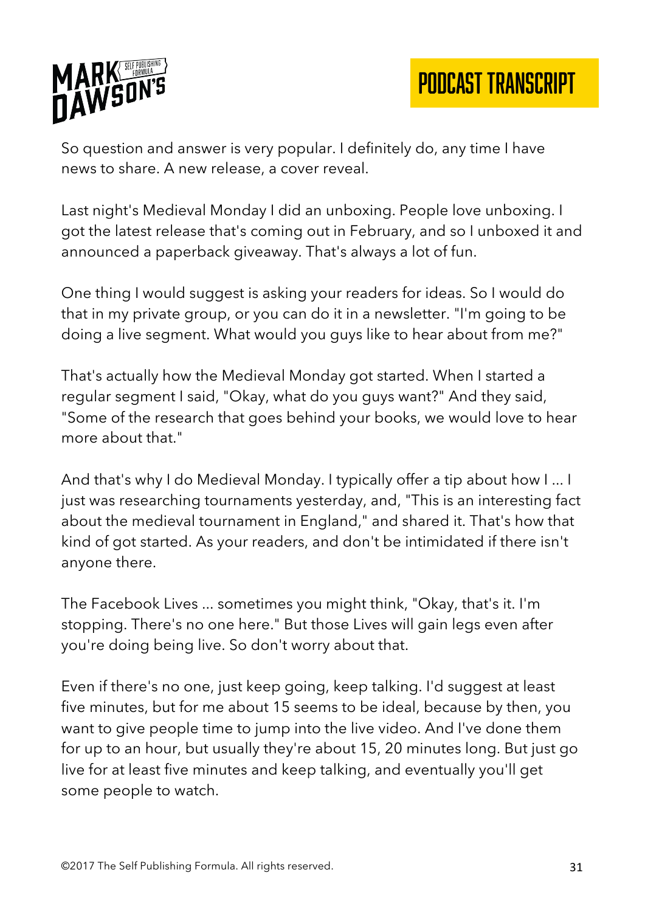So question and answer is very popular. I definitely do, any time I have news to share. A new release, a cover reveal.

Last night's Medieval Monday I did an unboxing. People love unboxing. I got the latest release that's coming out in February, and so I unboxed it and announced a paperback giveaway. That's always a lot of fun.

One thing I would suggest is asking your readers for ideas. So I would do that in my private group, or you can do it in a newsletter. "I'm going to be doing a live segment. What would you guys like to hear about from me?"

That's actually how the Medieval Monday got started. When I started a regular segment I said, "Okay, what do you guys want?" And they said, "Some of the research that goes behind your books, we would love to hear more about that."

And that's why I do Medieval Monday. I typically offer a tip about how I ... I just was researching tournaments yesterday, and, "This is an interesting fact about the medieval tournament in England," and shared it. That's how that kind of got started. As your readers, and don't be intimidated if there isn't anyone there.

The Facebook Lives ... sometimes you might think, "Okay, that's it. I'm stopping. There's no one here." But those Lives will gain legs even after you're doing being live. So don't worry about that.

Even if there's no one, just keep going, keep talking. I'd suggest at least five minutes, but for me about 15 seems to be ideal, because by then, you want to give people time to jump into the live video. And I've done them for up to an hour, but usually they're about 15, 20 minutes long. But just go live for at least five minutes and keep talking, and eventually you'll get some people to watch.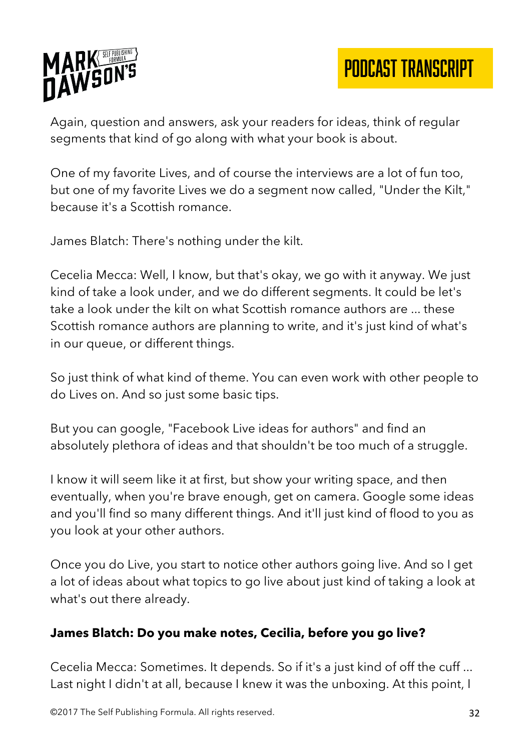Again, question and answers, ask your readers for ideas, think of regular segments that kind of go along with what your book is about.

One of my favorite Lives, and of course the interviews are a lot of fun too, but one of my favorite Lives we do a segment now called, "Under the Kilt," because it's a Scottish romance.

James Blatch: There's nothing under the kilt.

Cecelia Mecca: Well, I know, but that's okay, we go with it anyway. We just kind of take a look under, and we do different segments. It could be let's take a look under the kilt on what Scottish romance authors are ... these Scottish romance authors are planning to write, and it's just kind of what's in our queue, or different things.

So just think of what kind of theme. You can even work with other people to do Lives on. And so just some basic tips.

But you can google, "Facebook Live ideas for authors" and find an absolutely plethora of ideas and that shouldn't be too much of a struggle.

I know it will seem like it at first, but show your writing space, and then eventually, when you're brave enough, get on camera. Google some ideas and you'll find so many different things. And it'll just kind of flood to you as you look at your other authors.

Once you do Live, you start to notice other authors going live. And so I get a lot of ideas about what topics to go live about just kind of taking a look at what's out there already.

**James Blatch: Do you make notes, Cecilia, before you go live?**

Cecelia Mecca: Sometimes. It depends. So if it's a just kind of off the cuff ... Last night I didn't at all, because I knew it was the unboxing. At this point, I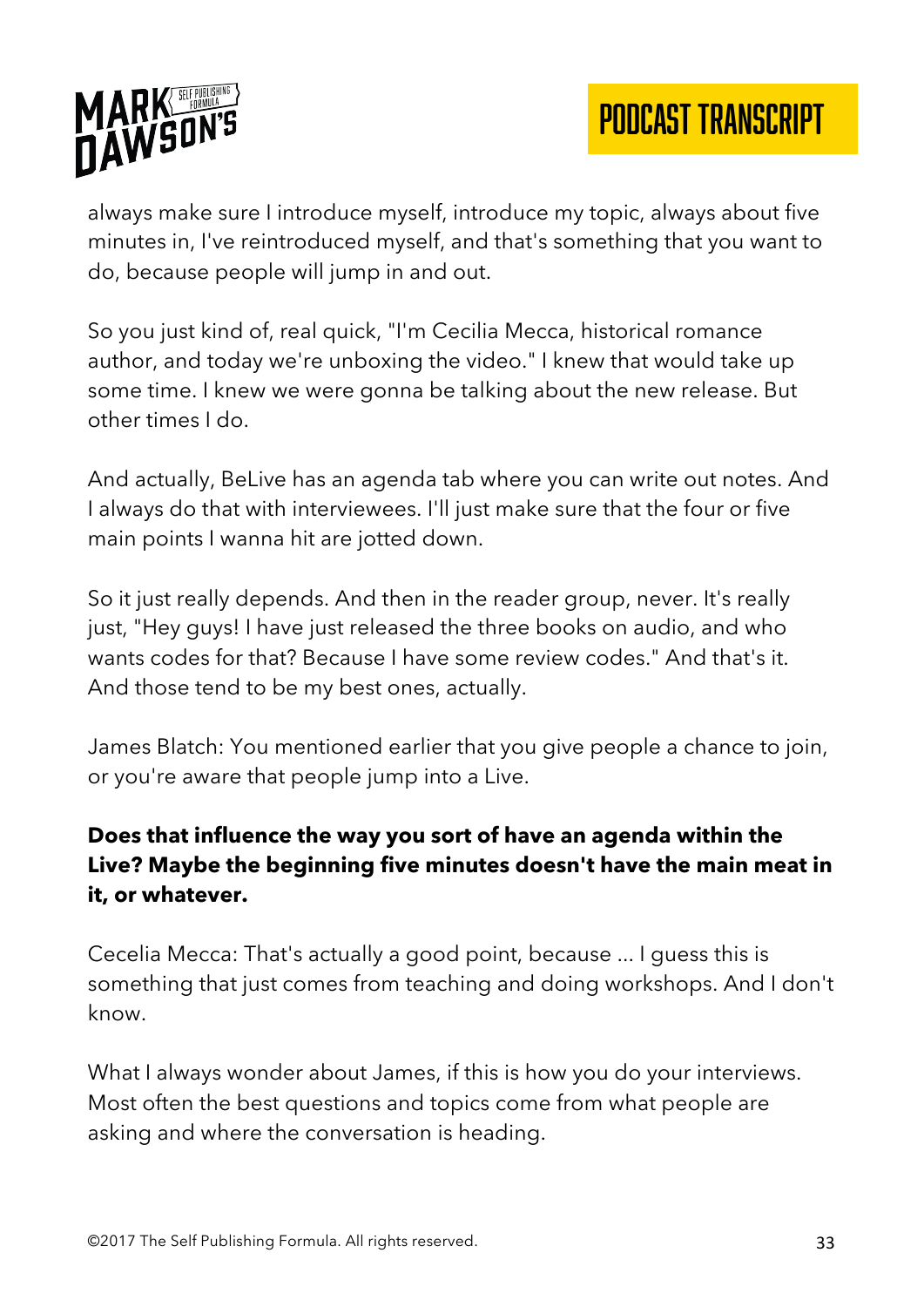always make sure I introduce myself, introduce my topic, always about five minutes in, I've reintroduced myself, and that's something that you want to do, because people will jump in and out.

So you just kind of, real quick, "I'm Cecilia Mecca, historical romance author, and today we're unboxing the video." I knew that would take up some time. I knew we were gonna be talking about the new release. But other times I do.

And actually, BeLive has an agenda tab where you can write out notes. And I always do that with interviewees. I'll just make sure that the four or five main points I wanna hit are jotted down.

So it just really depends. And then in the reader group, never. It's really just, "Hey guys! I have just released the three books on audio, and who wants codes for that? Because I have some review codes." And that's it. And those tend to be my best ones, actually.

James Blatch: You mentioned earlier that you give people a chance to join, or you're aware that people jump into a Live.

**Does that influence the way you sort of have an agenda within the Live? Maybe the beginning five minutes doesn't have the main meat in it, or whatever.**

Cecelia Mecca: That's actually a good point, because ... I guess this is something that just comes from teaching and doing workshops. And I don't know.

What I always wonder about James, if this is how you do your interviews. Most often the best questions and topics come from what people are asking and where the conversation is heading.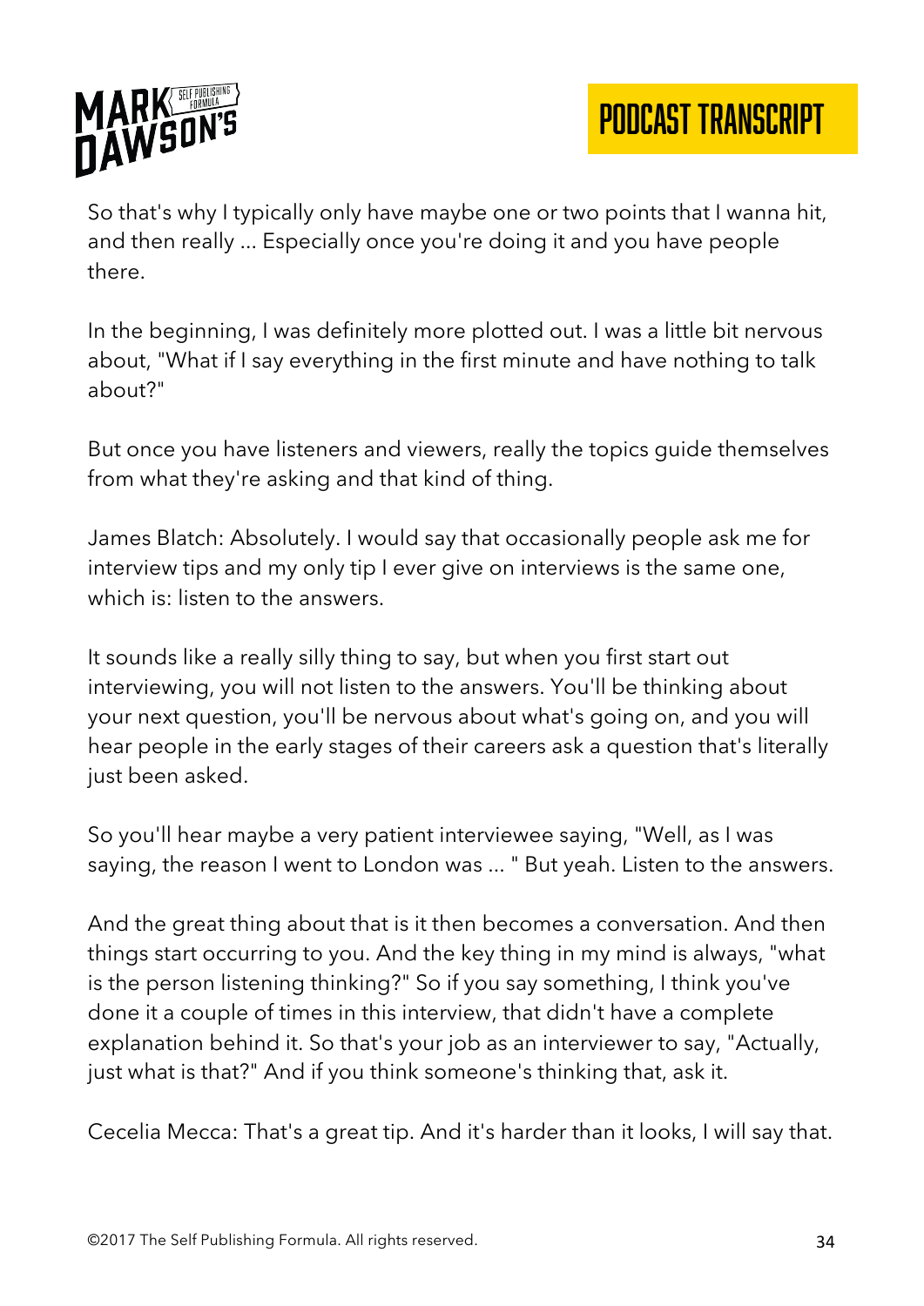So that's why I typically only have maybe one or two points that I wanna hit, and then really ... Especially once you're doing it and you have people there.

In the beginning, I was definitely more plotted out. I was a little bit nervous about, "What if I say everything in the first minute and have nothing to talk about?"

But once you have listeners and viewers, really the topics guide themselves from what they're asking and that kind of thing.

James Blatch: Absolutely. I would say that occasionally people ask me for interview tips and my only tip I ever give on interviews is the same one, which is: listen to the answers.

It sounds like a really silly thing to say, but when you first start out interviewing, you will not listen to the answers. You'll be thinking about your next question, you'll be nervous about what's going on, and you will hear people in the early stages of their careers ask a question that's literally just been asked.

So you'll hear maybe a very patient interviewee saying, "Well, as I was saying, the reason I went to London was ... " But yeah. Listen to the answers.

And the great thing about that is it then becomes a conversation. And then things start occurring to you. And the key thing in my mind is always, "what is the person listening thinking?" So if you say something, I think you've done it a couple of times in this interview, that didn't have a complete explanation behind it. So that's your job as an interviewer to say, "Actually, just what is that?" And if you think someone's thinking that, ask it.

Cecelia Mecca: That's a great tip. And it's harder than it looks, I will say that.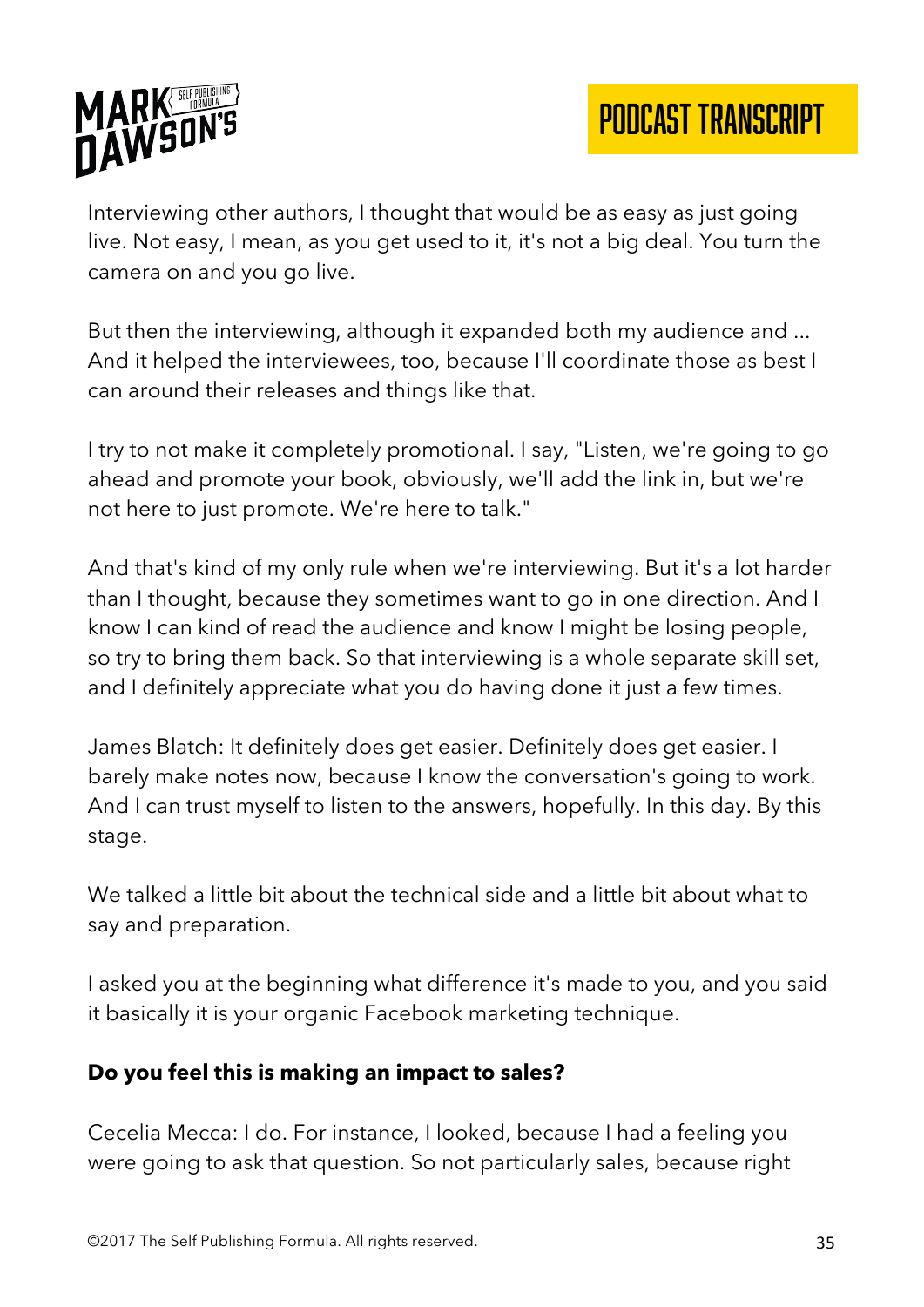Interviewing other authors, I thought that would be as easy as just going live. Not easy, I mean, as you get used to it, it's not a big deal. You turn the camera on and you go live.

But then the interviewing, although it expanded both my audience and ... And it helped the interviewees, too, because I'll coordinate those as best I can around their releases and things like that.

I try to not make it completely promotional. I say, "Listen, we're going to go ahead and promote your book, obviously, we'll add the link in, but we're not here to just promote. We're here to talk."

And that's kind of my only rule when we're interviewing. But it's a lot harder than I thought, because they sometimes want to go in one direction. And I know I can kind of read the audience and know I might be losing people, so try to bring them back. So that interviewing is a whole separate skill set, and I definitely appreciate what you do having done it just a few times.

James Blatch: It definitely does get easier. Definitely does get easier. I barely make notes now, because I know the conversation's going to work. And I can trust myself to listen to the answers, hopefully. In this day. By this stage.

We talked a little bit about the technical side and a little bit about what to say and preparation.

I asked you at the beginning what difference it's made to you, and you said it basically it is your organic Facebook marketing technique.

**Do you feel this is making an impact to sales?**

Cecelia Mecca: I do. For instance, I looked, because I had a feeling you were going to ask that question. So not particularly sales, because right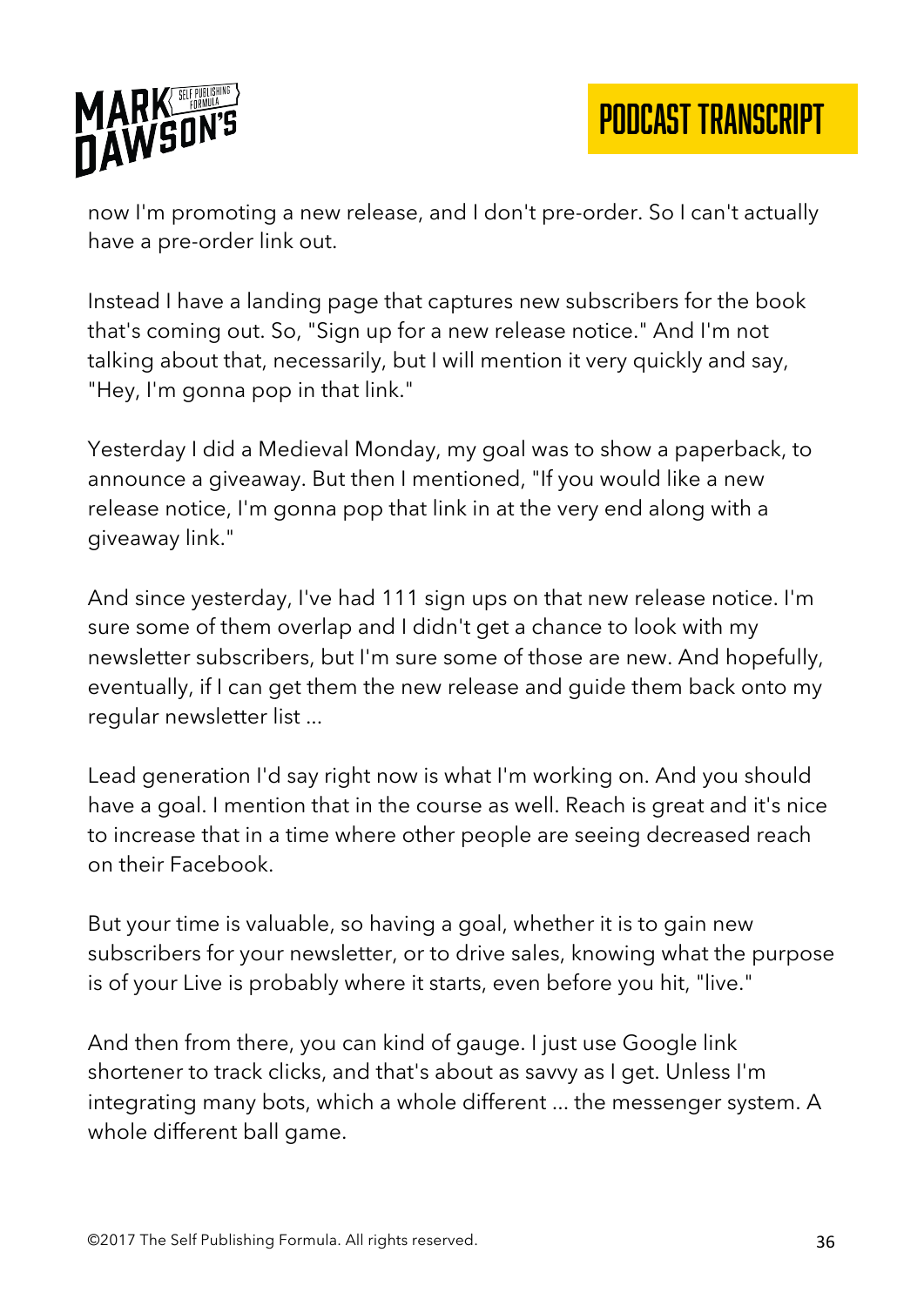now I'm promoting a new release, and I don't pre-order. So I can't actually have a pre-order link out.

Instead I have a landing page that captures new subscribers for the book that's coming out. So, "Sign up for a new release notice." And I'm not talking about that, necessarily, but I will mention it very quickly and say, "Hey, I'm gonna pop in that link."

Yesterday I did a Medieval Monday, my goal was to show a paperback, to announce a giveaway. But then I mentioned, "If you would like a new release notice, I'm gonna pop that link in at the very end along with a giveaway link."

And since yesterday, I've had 111 sign ups on that new release notice. I'm sure some of them overlap and I didn't get a chance to look with my newsletter subscribers, but I'm sure some of those are new. And hopefully, eventually, if I can get them the new release and guide them back onto my regular newsletter list ...

Lead generation I'd say right now is what I'm working on. And you should have a goal. I mention that in the course as well. Reach is great and it's nice to increase that in a time where other people are seeing decreased reach on their Facebook.

But your time is valuable, so having a goal, whether it is to gain new subscribers for your newsletter, or to drive sales, knowing what the purpose is of your Live is probably where it starts, even before you hit, "live."

And then from there, you can kind of gauge. I just use Google link shortener to track clicks, and that's about as savvy as I get. Unless I'm integrating many bots, which a whole different ... the messenger system. A whole different ball game.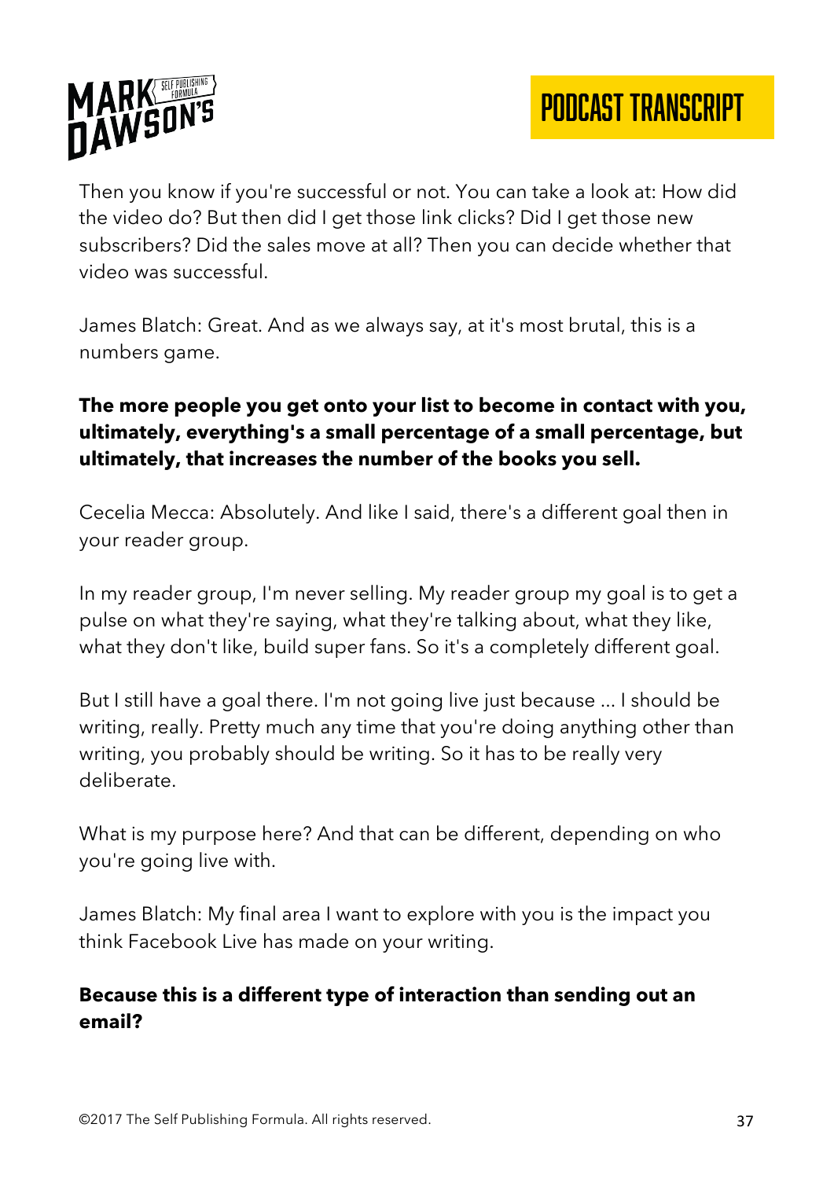Then you know if you're successful or not. You can take a look at: How did the video do? But then did I get those link clicks? Did I get those new subscribers? Did the sales move at all? Then you can decide whether that video was successful.

James Blatch: Great. And as we always say, at it's most brutal, this is a numbers game.

**The more people you get onto your list to become in contact with you, ultimately, everything's a small percentage of a small percentage, but ultimately, that increases the number of the books you sell.**

Cecelia Mecca: Absolutely. And like I said, there's a different goal then in your reader group.

In my reader group, I'm never selling. My reader group my goal is to get a pulse on what they're saying, what they're talking about, what they like, what they don't like, build super fans. So it's a completely different goal.

But I still have a goal there. I'm not going live just because ... I should be writing, really. Pretty much any time that you're doing anything other than writing, you probably should be writing. So it has to be really very deliberate.

What is my purpose here? And that can be different, depending on who you're going live with.

James Blatch: My final area I want to explore with you is the impact you think Facebook Live has made on your writing.

**Because this is a different type of interaction than sending out an email?**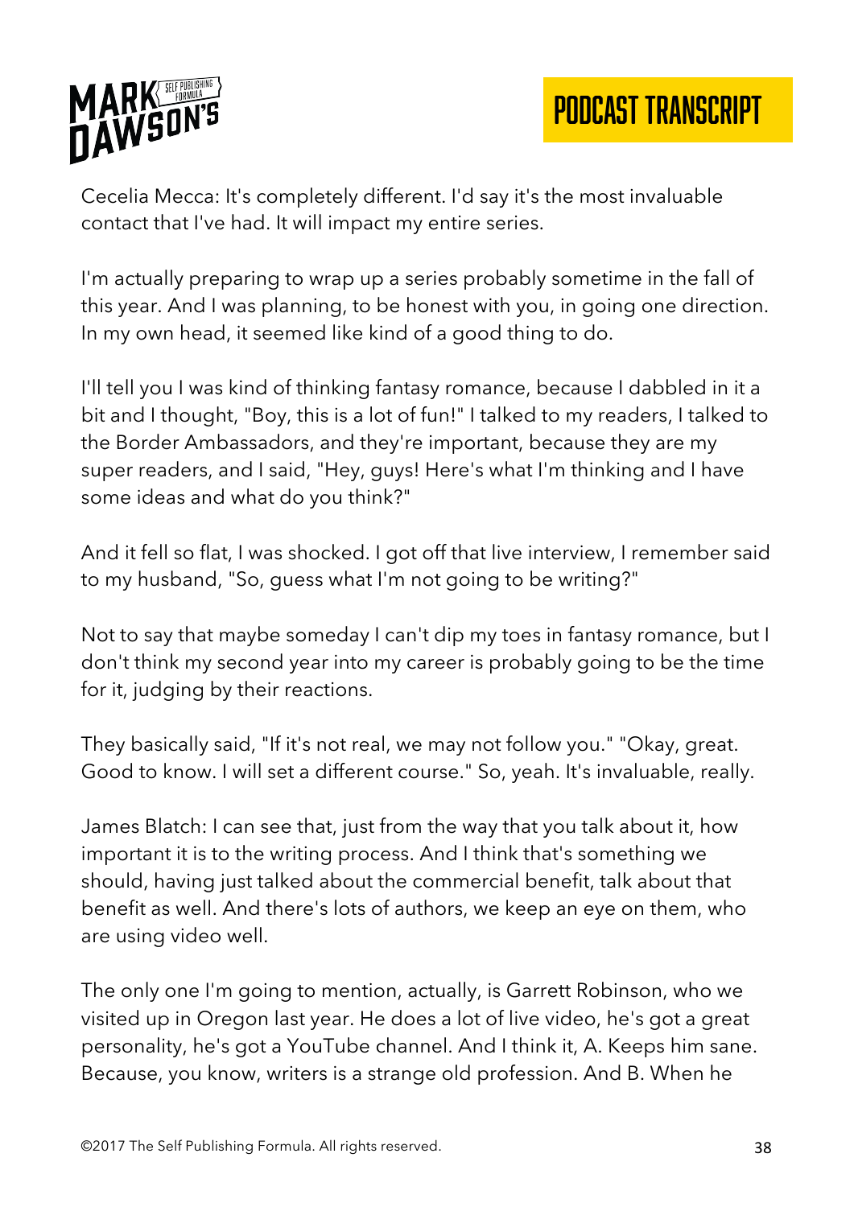Cecelia Mecca: It's completely different. I'd say it's the most invaluable contact that I've had. It will impact my entire series.

I'm actually preparing to wrap up a series probably sometime in the fall of this year. And I was planning, to be honest with you, in going one direction. In my own head, it seemed like kind of a good thing to do.

I'll tell you I was kind of thinking fantasy romance, because I dabbled in it a bit and I thought, "Boy, this is a lot of fun!" I talked to my readers, I talked to the Border Ambassadors, and they're important, because they are my super readers, and I said, "Hey, guys! Here's what I'm thinking and I have some ideas and what do you think?"

And it fell so flat, I was shocked. I got off that live interview, I remember said to my husband, "So, guess what I'm not going to be writing?"

Not to say that maybe someday I can't dip my toes in fantasy romance, but I don't think my second year into my career is probably going to be the time for it, judging by their reactions.

They basically said, "If it's not real, we may not follow you." "Okay, great. Good to know. I will set a different course." So, yeah. It's invaluable, really.

James Blatch: I can see that, just from the way that you talk about it, how important it is to the writing process. And I think that's something we should, having just talked about the commercial benefit, talk about that benefit as well. And there's lots of authors, we keep an eye on them, who are using video well.

The only one I'm going to mention, actually, is Garrett Robinson, who we visited up in Oregon last year. He does a lot of live video, he's got a great personality, he's got a YouTube channel. And I think it, A. Keeps him sane. Because, you know, writers is a strange old profession. And B. When he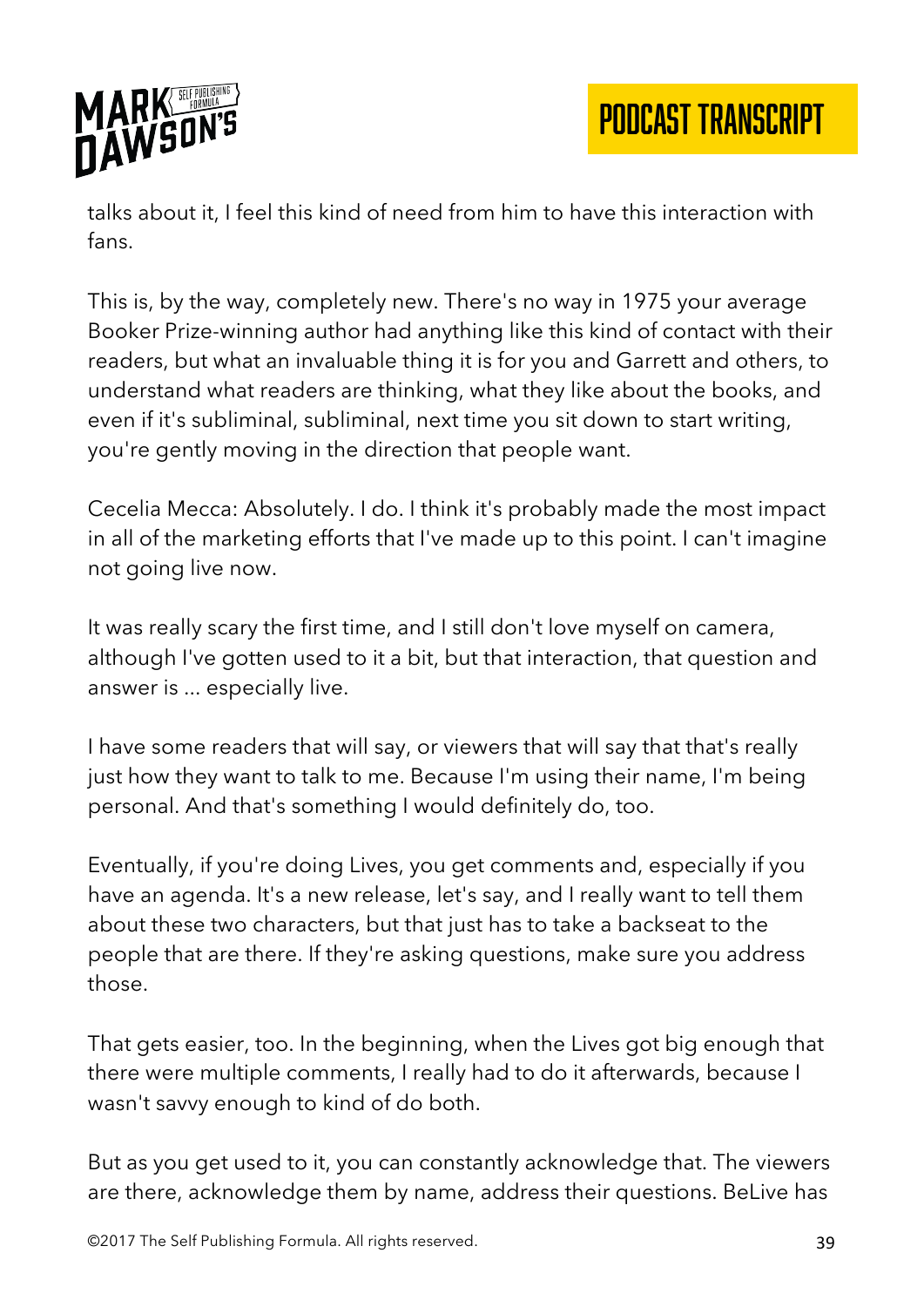talks about it, I feel this kind of need from him to have this interaction with fans.

This is, by the way, completely new. There's no way in 1975 your average Booker Prize-winning author had anything like this kind of contact with their readers, but what an invaluable thing it is for you and Garrett and others, to understand what readers are thinking, what they like about the books, and even if it's subliminal, subliminal, next time you sit down to start writing, you're gently moving in the direction that people want.

Cecelia Mecca: Absolutely. I do. I think it's probably made the most impact in all of the marketing efforts that I've made up to this point. I can't imagine not going live now.

It was really scary the first time, and I still don't love myself on camera, although I've gotten used to it a bit, but that interaction, that question and answer is ... especially live.

I have some readers that will say, or viewers that will say that that's really just how they want to talk to me. Because I'm using their name, I'm being personal. And that's something I would definitely do, too.

Eventually, if you're doing Lives, you get comments and, especially if you have an agenda. It's a new release, let's say, and I really want to tell them about these two characters, but that just has to take a backseat to the people that are there. If they're asking questions, make sure you address those.

That gets easier, too. In the beginning, when the Lives got big enough that there were multiple comments, I really had to do it afterwards, because I wasn't savvy enough to kind of do both.

But as you get used to it, you can constantly acknowledge that. The viewers are there, acknowledge them by name, address their questions. BeLive has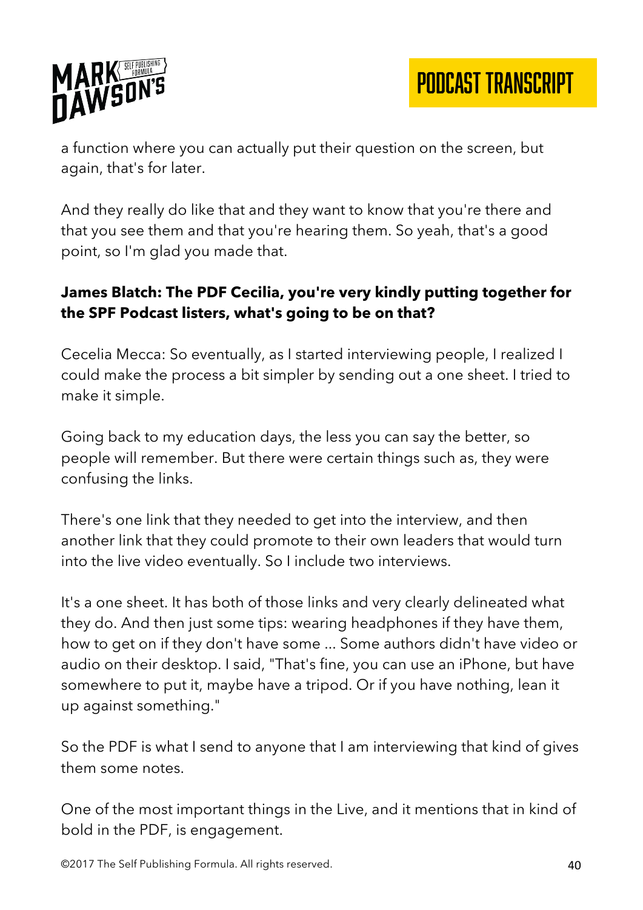a function where you can actually put their question on the screen, but again, that's for later.

And they really do like that and they want to know that you're there and that you see them and that you're hearing them. So yeah, that's a good point, so I'm glad you made that.

**James Blatch: The PDF Cecilia, you're very kindly putting together for the SPF Podcast listers, what's going to be on that?**

Cecelia Mecca: So eventually, as I started interviewing people, I realized I could make the process a bit simpler by sending out a one sheet. I tried to make it simple.

Going back to my education days, the less you can say the better, so people will remember. But there were certain things such as, they were confusing the links.

There's one link that they needed to get into the interview, and then another link that they could promote to their own leaders that would turn into the live video eventually. So I include two interviews.

It's a one sheet. It has both of those links and very clearly delineated what they do. And then just some tips: wearing headphones if they have them, how to get on if they don't have some ... Some authors didn't have video or audio on their desktop. I said, "That's fine, you can use an iPhone, but have somewhere to put it, maybe have a tripod. Or if you have nothing, lean it up against something."

So the PDF is what I send to anyone that I am interviewing that kind of gives them some notes.

One of the most important things in the Live, and it mentions that in kind of bold in the PDF, is engagement.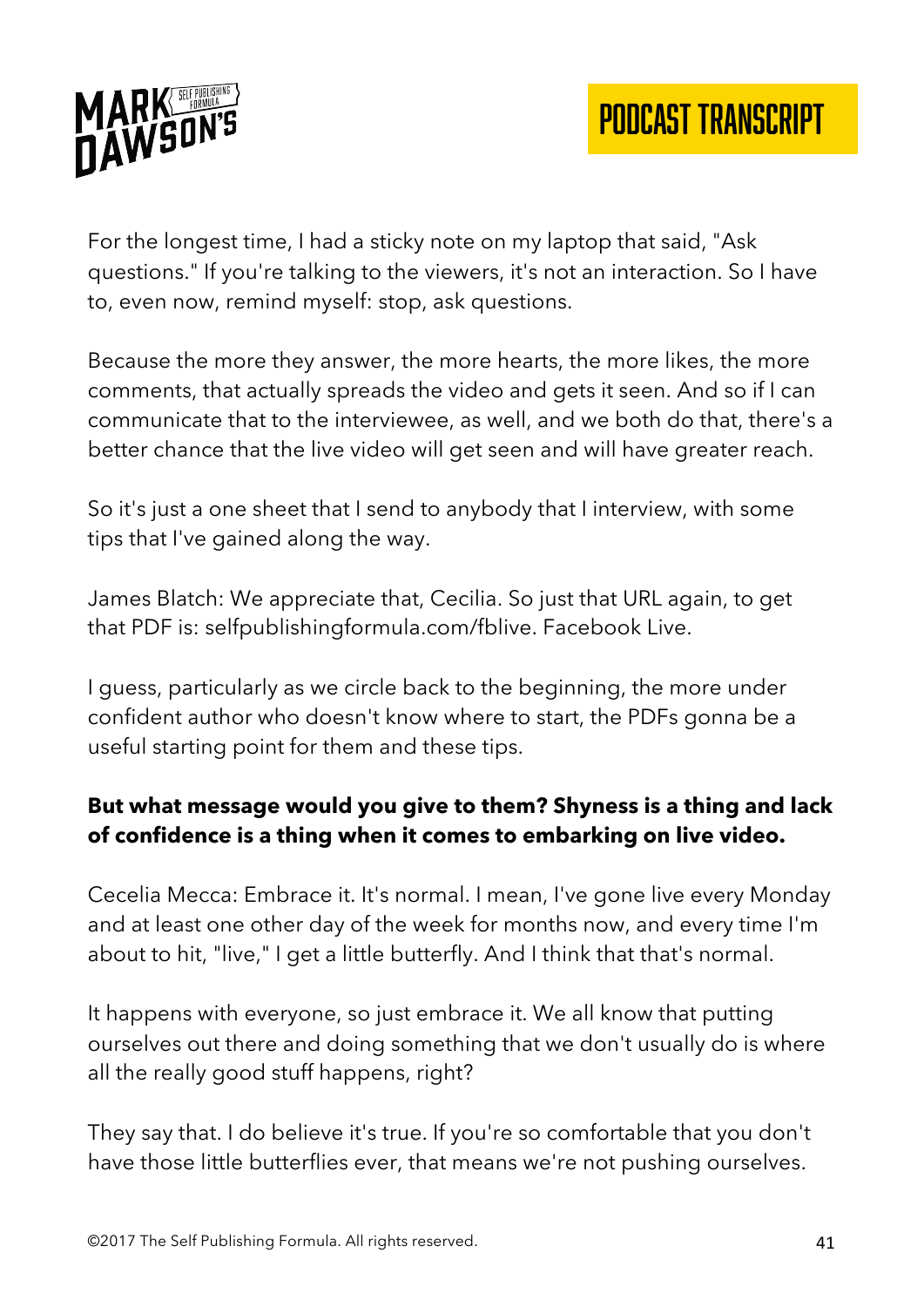For the longest time, I had a sticky note on my laptop that said, "Ask questions." If you're talking to the viewers, it's not an interaction. So I have to, even now, remind myself: stop, ask questions.

Because the more they answer, the more hearts, the more likes, the more comments, that actually spreads the video and gets it seen. And so if I can communicate that to the interviewee, as well, and we both do that, there's a better chance that the live video will get seen and will have greater reach.

So it's just a one sheet that I send to anybody that I interview, with some tips that I've gained along the way.

James Blatch: We appreciate that, Cecilia. So just that URL again, to get that PDF is: selfpublishingformula.com/fblive. Facebook Live.

I guess, particularly as we circle back to the beginning, the more under confident author who doesn't know where to start, the PDFs gonna be a useful starting point for them and these tips.

**But what message would you give to them? Shyness is a thing and lack of confidence is a thing when it comes to embarking on live video.**

Cecelia Mecca: Embrace it. It's normal. I mean, I've gone live every Monday and at least one other day of the week for months now, and every time I'm about to hit, "live," I get a little butterfly. And I think that that's normal.

It happens with everyone, so just embrace it. We all know that putting ourselves out there and doing something that we don't usually do is where all the really good stuff happens, right?

They say that. I do believe it's true. If you're so comfortable that you don't have those little butterflies ever, that means we're not pushing ourselves.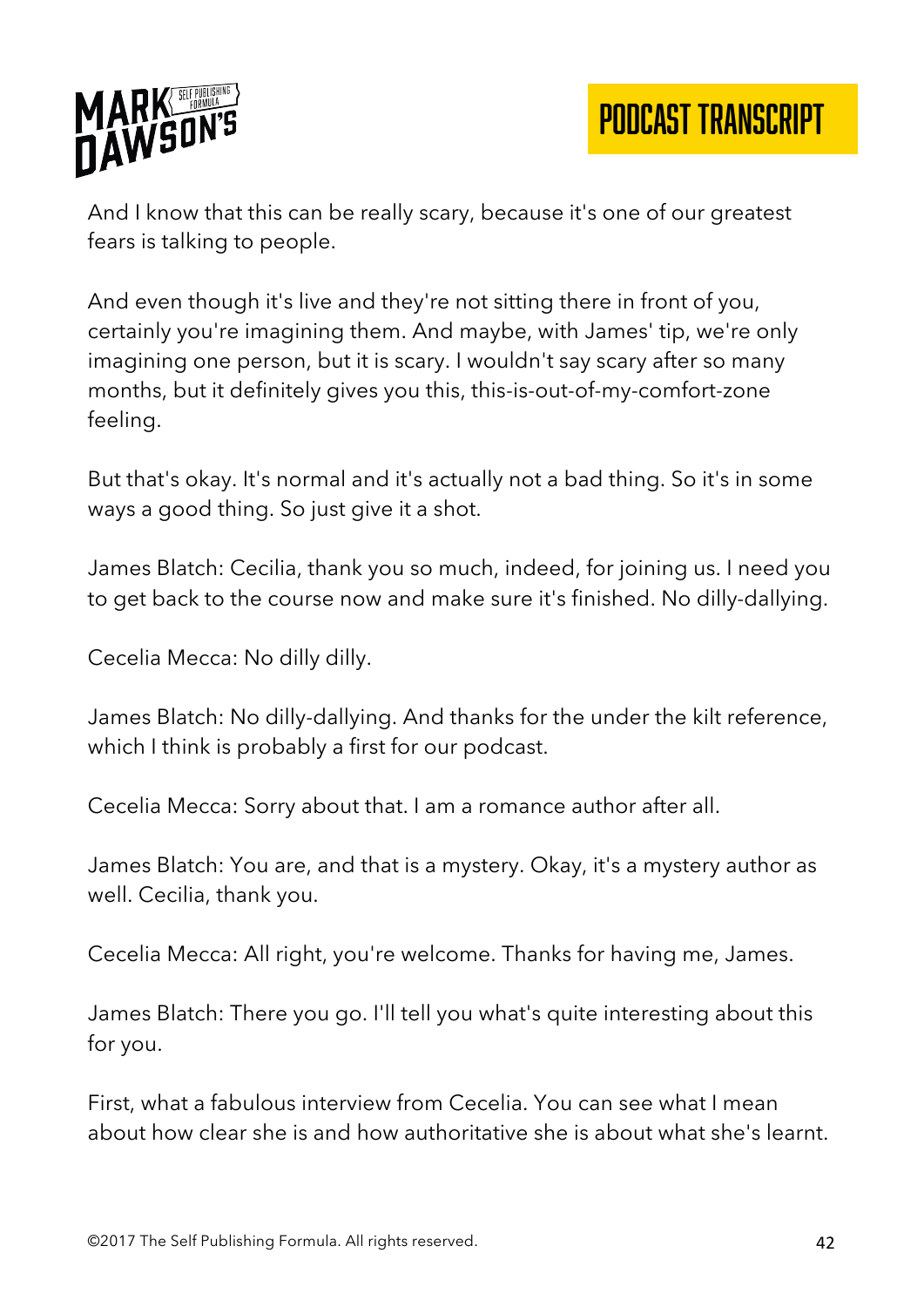And I know that this can be really scary, because it's one of our greatest fears is talking to people.

And even though it's live and they're not sitting there in front of you, certainly you're imagining them. And maybe, with James' tip, we're only imagining one person, but it is scary. I wouldn't say scary after so many months, but it definitely gives you this, this-is-out-of-my-comfort-zone feeling.

But that's okay. It's normal and it's actually not a bad thing. So it's in some ways a good thing. So just give it a shot.

James Blatch: Cecilia, thank you so much, indeed, for joining us. I need you to get back to the course now and make sure it's finished. No dilly-dallying.

Cecelia Mecca: No dilly dilly.

James Blatch: No dilly-dallying. And thanks for the under the kilt reference, which I think is probably a first for our podcast.

Cecelia Mecca: Sorry about that. I am a romance author after all.

James Blatch: You are, and that is a mystery. Okay, it's a mystery author as well. Cecilia, thank you.

Cecelia Mecca: All right, you're welcome. Thanks for having me, James.

James Blatch: There you go. I'll tell you what's quite interesting about this for you.

First, what a fabulous interview from Cecelia. You can see what I mean about how clear she is and how authoritative she is about what she's learnt.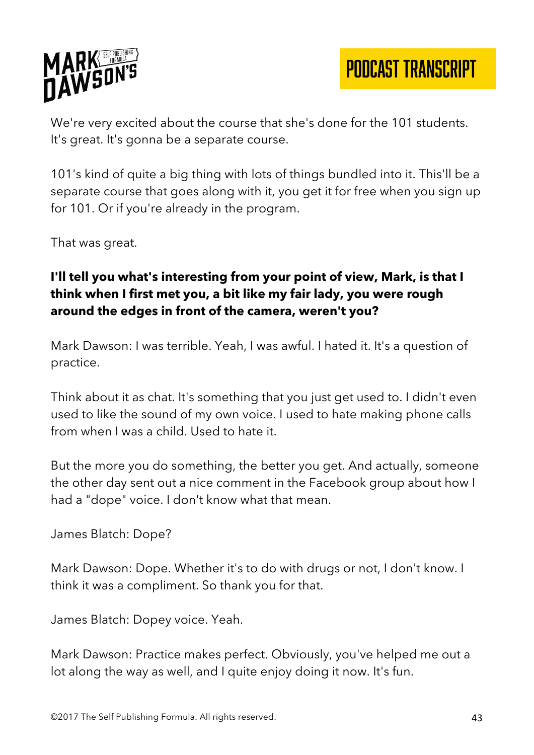We're very excited about the course that she's done for the 101 students. It's great. It's gonna be a separate course.

101's kind of quite a big thing with lots of things bundled into it. This'll be a separate course that goes along with it, you get it for free when you sign up for 101. Or if you're already in the program.

That was great.

**I'll tell you what's interesting from your point of view, Mark, is that I think when I first met you, a bit like my fair lady, you were rough around the edges in front of the camera, weren't you?**

Mark Dawson: I was terrible. Yeah, I was awful. I hated it. It's a question of practice.

Think about it as chat. It's something that you just get used to. I didn't even used to like the sound of my own voice. I used to hate making phone calls from when I was a child. Used to hate it.

But the more you do something, the better you get. And actually, someone the other day sent out a nice comment in the Facebook group about how I had a "dope" voice. I don't know what that mean.

James Blatch: Dope?

Mark Dawson: Dope. Whether it's to do with drugs or not, I don't know. I think it was a compliment. So thank you for that.

James Blatch: Dopey voice. Yeah.

Mark Dawson: Practice makes perfect. Obviously, you've helped me out a lot along the way as well, and I quite enjoy doing it now. It's fun.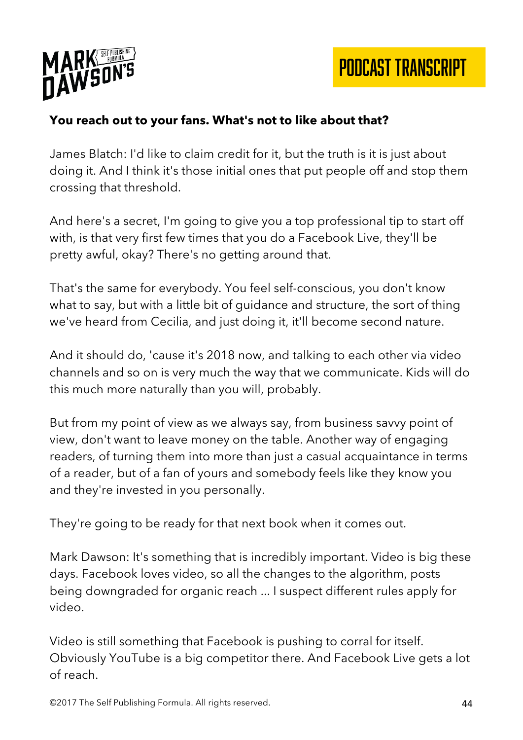**You reach out to your fans. What's not to like about that?**

James Blatch: I'd like to claim credit for it, but the truth is it is just about doing it. And I think it's those initial ones that put people off and stop them crossing that threshold.

And here's a secret, I'm going to give you a top professional tip to start off with, is that very first few times that you do a Facebook Live, they'll be pretty awful, okay? There's no getting around that.

That's the same for everybody. You feel self-conscious, you don't know what to say, but with a little bit of guidance and structure, the sort of thing we've heard from Cecilia, and just doing it, it'll become second nature.

And it should do, 'cause it's 2018 now, and talking to each other via video channels and so on is very much the way that we communicate. Kids will do this much more naturally than you will, probably.

But from my point of view as we always say, from business savvy point of view, don't want to leave money on the table. Another way of engaging readers, of turning them into more than just a casual acquaintance in terms of a reader, but of a fan of yours and somebody feels like they know you and they're invested in you personally.

They're going to be ready for that next book when it comes out.

Mark Dawson: It's something that is incredibly important. Video is big these days. Facebook loves video, so all the changes to the algorithm, posts being downgraded for organic reach ... I suspect different rules apply for video.

Video is still something that Facebook is pushing to corral for itself. Obviously YouTube is a big competitor there. And Facebook Live gets a lot of reach.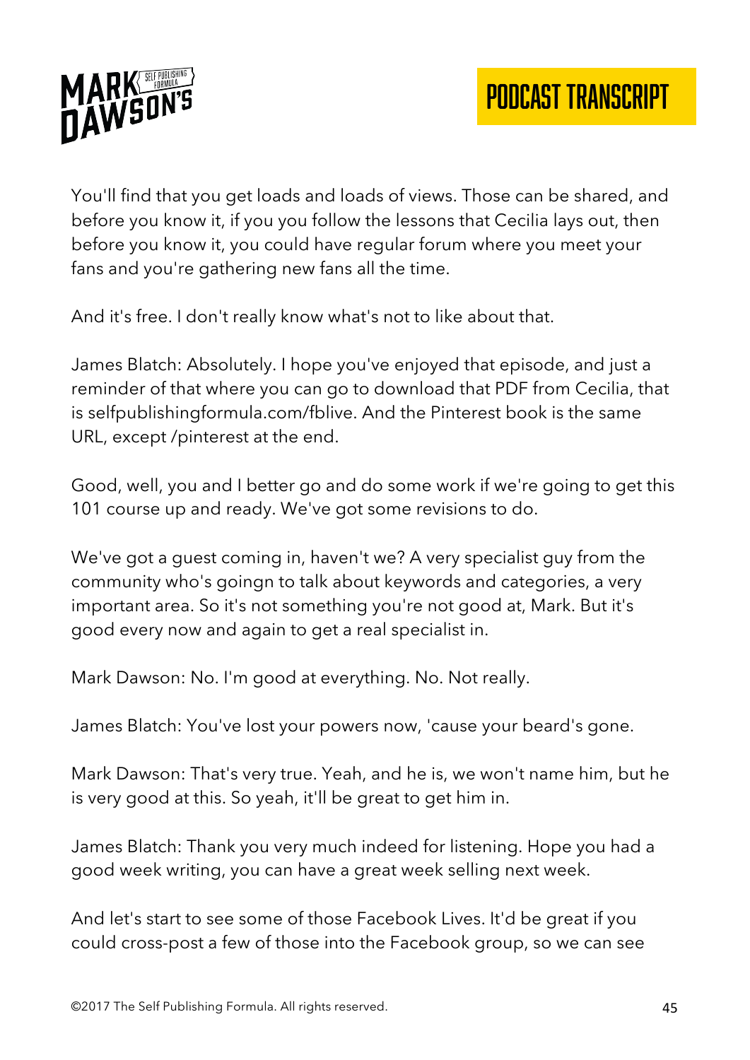You'll find that you get loads and loads of views. Those can be shared, and before you know it, if you you follow the lessons that Cecilia lays out, then before you know it, you could have regular forum where you meet your fans and you're gathering new fans all the time.

And it's free. I don't really know what's not to like about that.

James Blatch: Absolutely. I hope you've enjoyed that episode, and just a reminder of that where you can go to download that PDF from Cecilia, that is selfpublishingformula.com/fblive. And the Pinterest book is the same URL, except /pinterest at the end.

Good, well, you and I better go and do some work if we're going to get this 101 course up and ready. We've got some revisions to do.

We've got a guest coming in, haven't we? A very specialist guy from the community who's goingn to talk about keywords and categories, a very important area. So it's not something you're not good at, Mark. But it's good every now and again to get a real specialist in.

Mark Dawson: No. I'm good at everything. No. Not really.

James Blatch: You've lost your powers now, 'cause your beard's gone.

Mark Dawson: That's very true. Yeah, and he is, we won't name him, but he is very good at this. So yeah, it'll be great to get him in.

James Blatch: Thank you very much indeed for listening. Hope you had a good week writing, you can have a great week selling next week.

And let's start to see some of those Facebook Lives. It'd be great if you could cross-post a few of those into the Facebook group, so we can see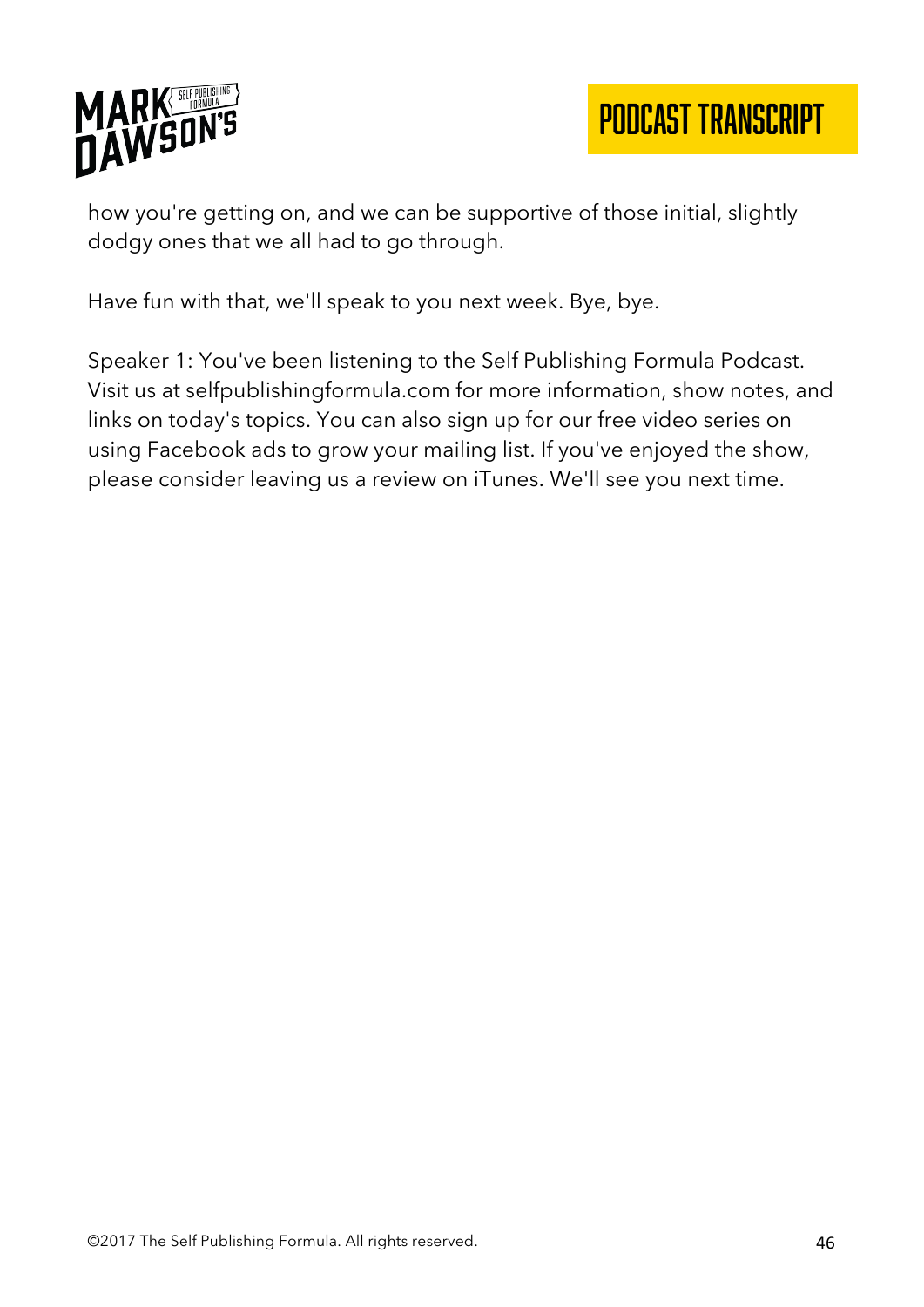how you're getting on, and we can be supportive of those initial, slightly dodgy ones that we all had to go through.

Have fun with that, we'll speak to you next week. Bye, bye.

Speaker 1: You've been listening to the Self Publishing Formula Podcast. Visit us at selfpublishingformula.com for more information, show notes, and links on today's topics. You can also sign up for our free video series on using Facebook ads to grow your mailing list. If you've enjoyed the show, please consider leaving us a review on iTunes. We'll see you next time.